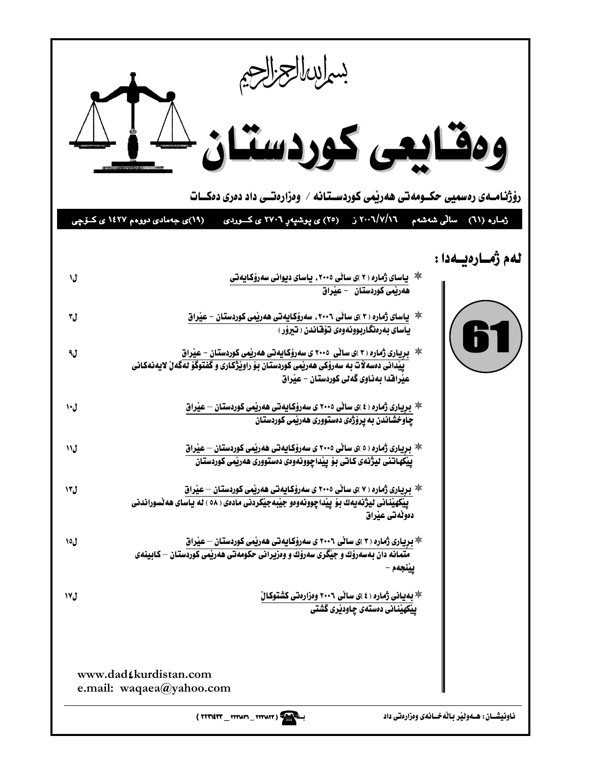بسم الله الرحمن الرحيم

# وەقایعی کوردستان

**ڕۆژنامەی ڕەسمیی حکومەتی هەرێمی کوردستانە / وەزارەتی داد دەری دەکات**

**ژمارە (٦١) ساڵی شەشەم ٢٠٠٦/٧/١٦ ز (٢٥) ی پوشپەڕ ٢٧٠٦ ی کوردی (١٩)ی جەمادی دووەم ١٤٢٧ ی کۆچی**

## لەم ژمارەیەدا :

**61**

| | |
|---|---|
| * **یاسای ژمارە (٢)ی ساڵی ٢٠٠٥، یاسای دیوانی سەرۆکایەتی هەرێمی کوردستان - عێراق** | ل١ |
| * **یاسای ژمارە (٣)ی ساڵی ٢٠٠٦، سەرۆکایەتی هەرێمی کوردستان - عێراق** یاسای بەرەنگاربوونەوەی تۆقاندن (تیرۆر) | ل٣ |
| * **بڕیاری ژمارە (٣)ی ساڵی ٢٠٠٥ ی سەرۆکایەتی هەرێمی کوردستان - عێراق** پێدانی دەسەڵات بە سەرۆکی هەرێمی کوردستان بۆ ڕاوێژکاری و گفتوگۆ لەگەڵ لایەنەکانی عێراقدا بەناوی گەلی کوردستان - عێراق | ل٩ |
| * **بڕیاری ژمارە (٤)ی ساڵی ٢٠٠٥ ی سەرۆکایەتی هەرێمی کوردستان – عێراق** چاوخشاندن بە پرۆژەی دەستووری هەرێمی کوردستان | ل١٠ |
| * **بڕیاری ژمارە (٥)ی ساڵی ٢٠٠٥ ی سەرۆکایەتی هەرێمی کوردستان – عێراق** پێکهاتنی لیژنەی کاتی بۆ پێداچوونەوەی دەستووری هەرێمی کوردستان | ل١١ |
| * **بڕیاری ژمارە (٧)ی ساڵی ٢٠٠٥ ی سەرۆکایەتی هەرێمی کوردستان – عێراق** پێکهێنانی لیژنەیەك بۆ پێداچوونەوەو جێبەجێکردنی مادەی (٥٨) لە یاسای هەڵسوراندنی دەوڵەتی عێراق | ل١٣ |
| * **بڕیاری ژمارە (٣)ی ساڵی ٢٠٠٦ ی سەرۆکایەتی هەرێمی کوردستان – عێراق** متمانە دان بەسەرۆك و جێگری سەرۆك و وەزیرانی حکومەتی هەرێمی کوردستان – کابینەی پێنجەم - | ل١٥ |
| * **بەیانی ژمارە (٤)ی ساڵی ٢٠٠٦ وەزارەتی کشتوکاڵ** پێکهێنانی دەستەی چاودێری گشتی | ل١٧ |

www.dad4kurdistan.com
e.mail: waqaea@yahoo.com

ناونیشان: هەولێر باڵەخانەی وەزارەتی داد

بە ☎ (٢٢٣١٤٣٣ _ ٢٢٣١٨٣١ _ ٢٢٣١٨٢٢)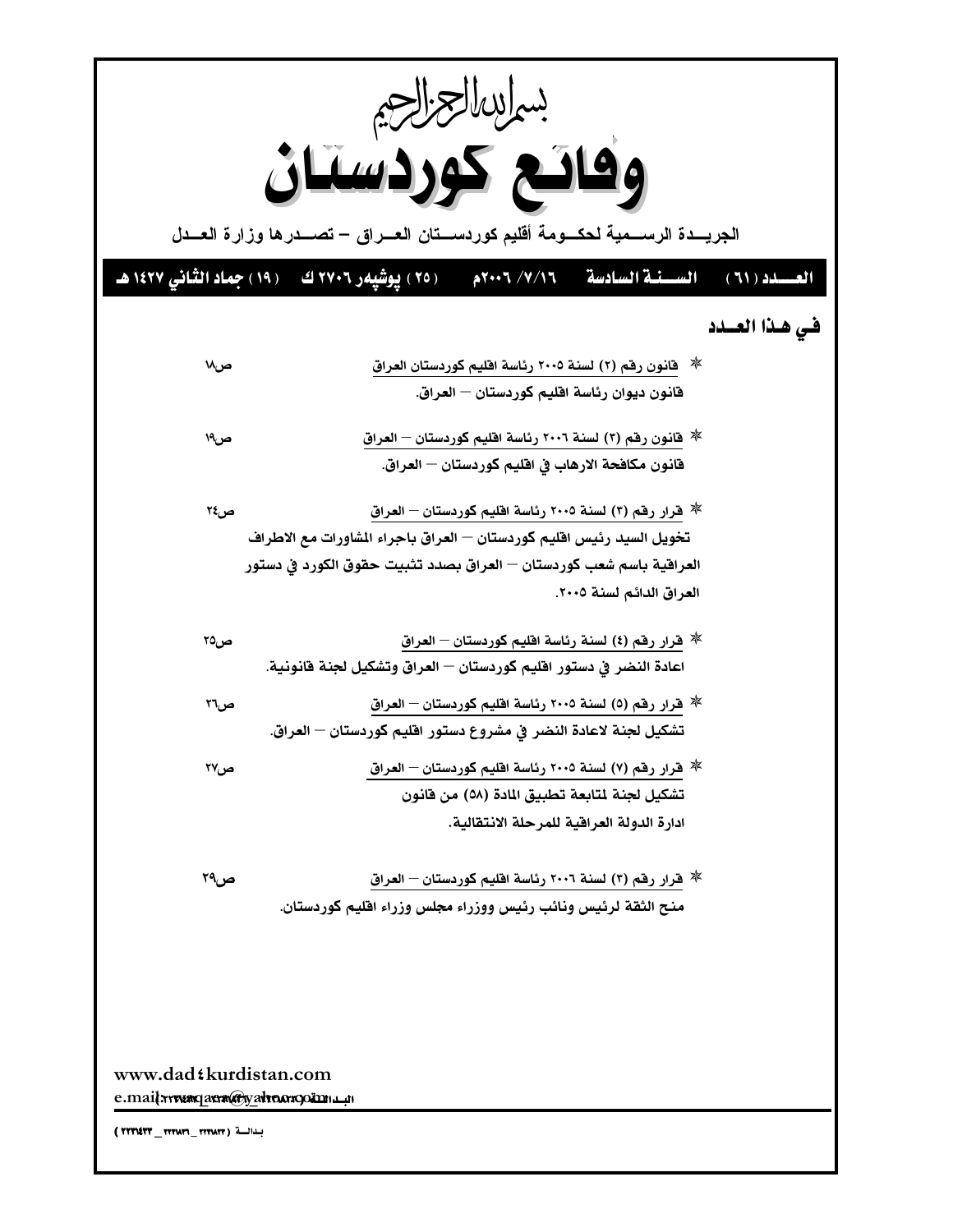بسم الله الرحمن الرحيم

# وقائع كوردستان

الجريدة الرسمية لحكومة أقليم كوردستان العراق – تصدرها وزارة العدل

العدد (٦١) السنة السادسة ١٦/٧/٢٠٠٦م (٢٥) پوشپەر ٢٧٠٦ ك (١٩) جماد الثاني ١٤٢٧ هـ

## في هذا العدد

* قانون رقم (٢) لسنة ٢٠٠٥ رئاسة اقليم كوردستان العراق — ص١٨
  قانون ديوان رئاسة اقليم كوردستان – العراق.

* قانون رقم (٣) لسنة ٢٠٠٦ رئاسة اقليم كوردستان – العراق — ص١٩
  قانون مكافحة الارهاب في اقليم كوردستان – العراق.

* قرار رقم (٣) لسنة ٢٠٠٥ رئاسة اقليم كوردستان – العراق — ص٢٤
  تخويل السيد رئيس اقليم كوردستان – العراق باجراء المشاورات مع الاطراف العراقية باسم شعب كوردستان – العراق بصدد تثبيت حقوق الكورد في دستور العراق الدائم لسنة ٢٠٠٥.

* قرار رقم (٤) لسنة رئاسة اقليم كوردستان – العراق — ص٢٥
  اعادة النضر في دستور اقليم كوردستان – العراق وتشكيل لجنة قانونية.

* قرار رقم (٥) لسنة ٢٠٠٥ رئاسة اقليم كوردستان – العراق — ص٢٦
  تشكيل لجنة لاعادة النضر في مشروع دستور اقليم كوردستان – العراق.

* قرار رقم (٧) لسنة ٢٠٠٥ رئاسة اقليم كوردستان – العراق — ص٢٧
  تشكيل لجنة لمتابعة تطبيق المادة (٥٨) من قانون ادارة الدولة العراقية للمرحلة الانتقالية.

* قرار رقم (٣) لسنة ٢٠٠٦ رئاسة اقليم كوردستان – العراق — ص٢٩
  منح الثقة لرئيس ونائب رئيس ووزراء مجلس وزراء اقليم كوردستان.

www.dad4kurdistan.com

e.mail: waqaan@yahoo.com

بدالة (٢٢٢١٨١٢ _ ٢٢٢١٨٣٦ _ ٢٢٢٦٤٢٣)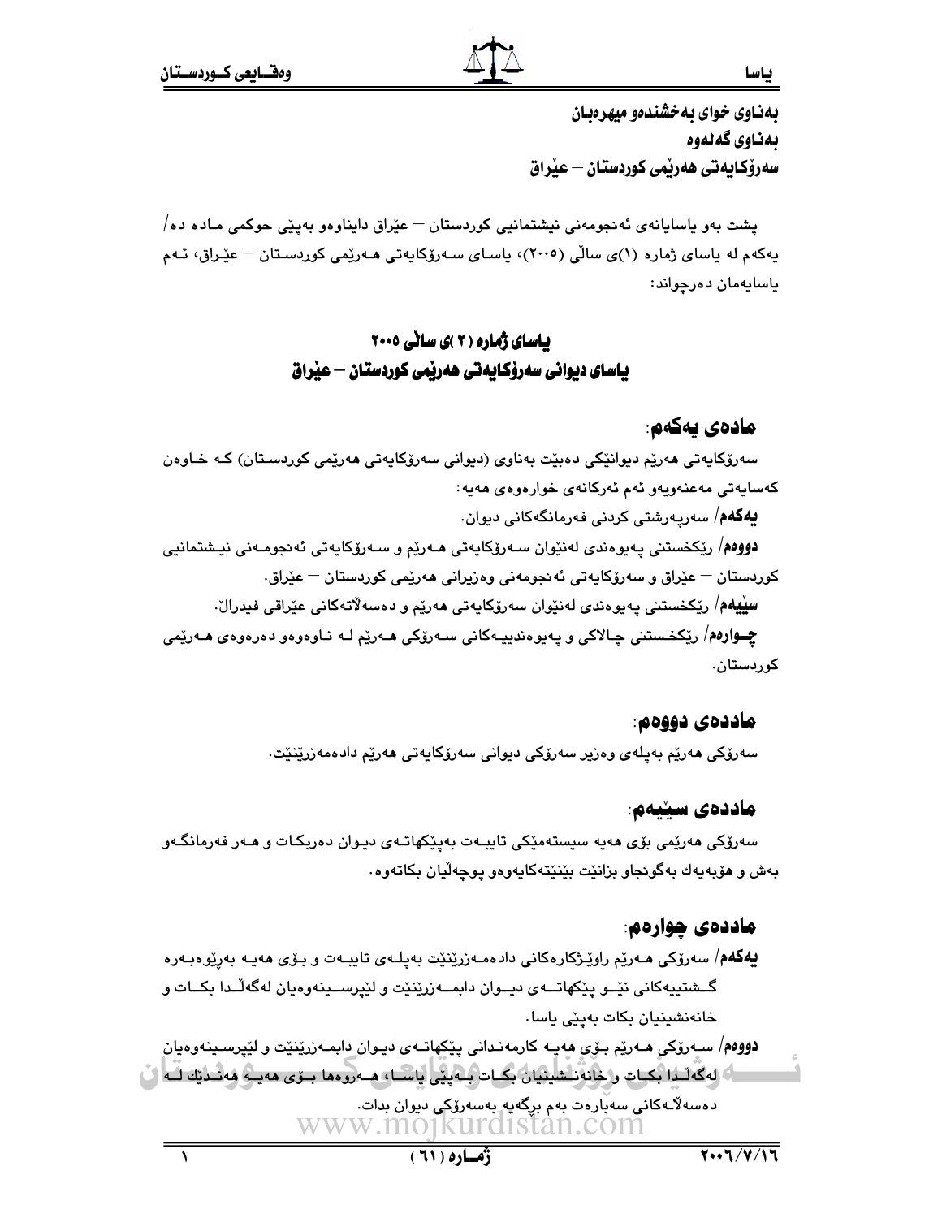بەناوی خوای بەخشندەو میهرەبان
بەناوی گەلەوە
سەرۆكایەتی هەرێمی كوردستان – عێراق

پشت بەو یاسایانەی ئەنجومەنی نیشتمانیی كوردستان – عێراق داینــاوەو بەپێی حوكمی مـادە دە/ یەكەم لە یاسای ژمارە (١)ی ساڵی (٢٠٠٥)، یاسـای سـەرۆكایەتی هـەرێمی كوردسـتان – عێـراق، ئـەم یاسایەمان دەرچواند:

## یاسای ژمارە (٢)ی ساڵی ٢٠٠٥
## یاسای دیوانی سەرۆكایەتی هەرێمی كوردستان – عێراق

### مادەی یەكەم:

سەرۆكایەتی هەرێم دیوانێكی دەبێت بەناوی (دیوانی سەرۆكایەتی هەرێمی كوردسـتان) كـە خـاوەن كەسایەتی مەعنەویەو ئەم ئەركانەی خوارەوەی هەیە:

**یەكەم**/ سەرپەرشتی كردنی فەرمانگەكانی دیوان.

**دووەم**/ رێكخستنی پەیوەندی لەنێوان سـەرۆكایەتی هـەرێم و سـەرۆكایەتی ئەنجومـەنی نیـشتمانیی كوردستان – عێراق و سەرۆكایەتی ئەنجومەنی وەزیرانی هەرێمی كوردستان – عێراق.

**سێیەم**/ رێكخستنی پەیوەندی لەنێوان سەرۆكایەتی هەرێم و دەسەڵاتەكانی عێراقی فیدراڵ.

**چـوارەم**/ رێكخـستنی چـالاكی و پەیوەندییـەكانی سـەرۆكی هـەرێم لـە نـاوەوەو دەرەوەی هـەرێمی كوردستان.

### ماددەی دووەم:

سەرۆكی هەرێم بەپلەی وەزیر سەرۆكی دیوانی سەرۆكایەتی هەرێم دادەمەزرێنێت.

### ماددەی سێیەم:

سەرۆكی هەرێمی بۆی هەیە سیستەمێكی تایبـەت بەپێكهاتـەی دیـوان دەربكـات و هـەر فەرمانگـەو بەش و هۆبەیەك بەگونجاو بزانێت بێنێتەكایەوەو پوچەڵیان بكاتەوە.

### ماددەی چوارەم:

**یەكەم**/ سەرۆكی هـەرێم راوێـژكارەكانی دادەمـەزرێنێت بەپلـەی تایبـەت و بـۆی هەیـە بەرێوەبـەرە گـشتییەكانی نێـو پێكهاتـەی دیـوان دابمـەزرێنێت و لێپرسـینەوەیان لەگەڵـدا بكـات و خانەنشینیان بكات بەپێی یاسا.

**دووەم**/ سـەرۆكی هـەرێم بـۆی هەیـە كارمەنـدانی پێكهاتـەی دیـوان دابمـەزرێنێت و لێپرسـینەوەیان لەگەڵـدا بكـات و خانەنـشینیان بكـات بـەپێی یاسـا، هـەروەها بـۆی هەیـە هەنـدێك لـە دەسەڵاتـەكانی سەبارەت بەم برگەیە بەسەرۆكی دیوان بدات.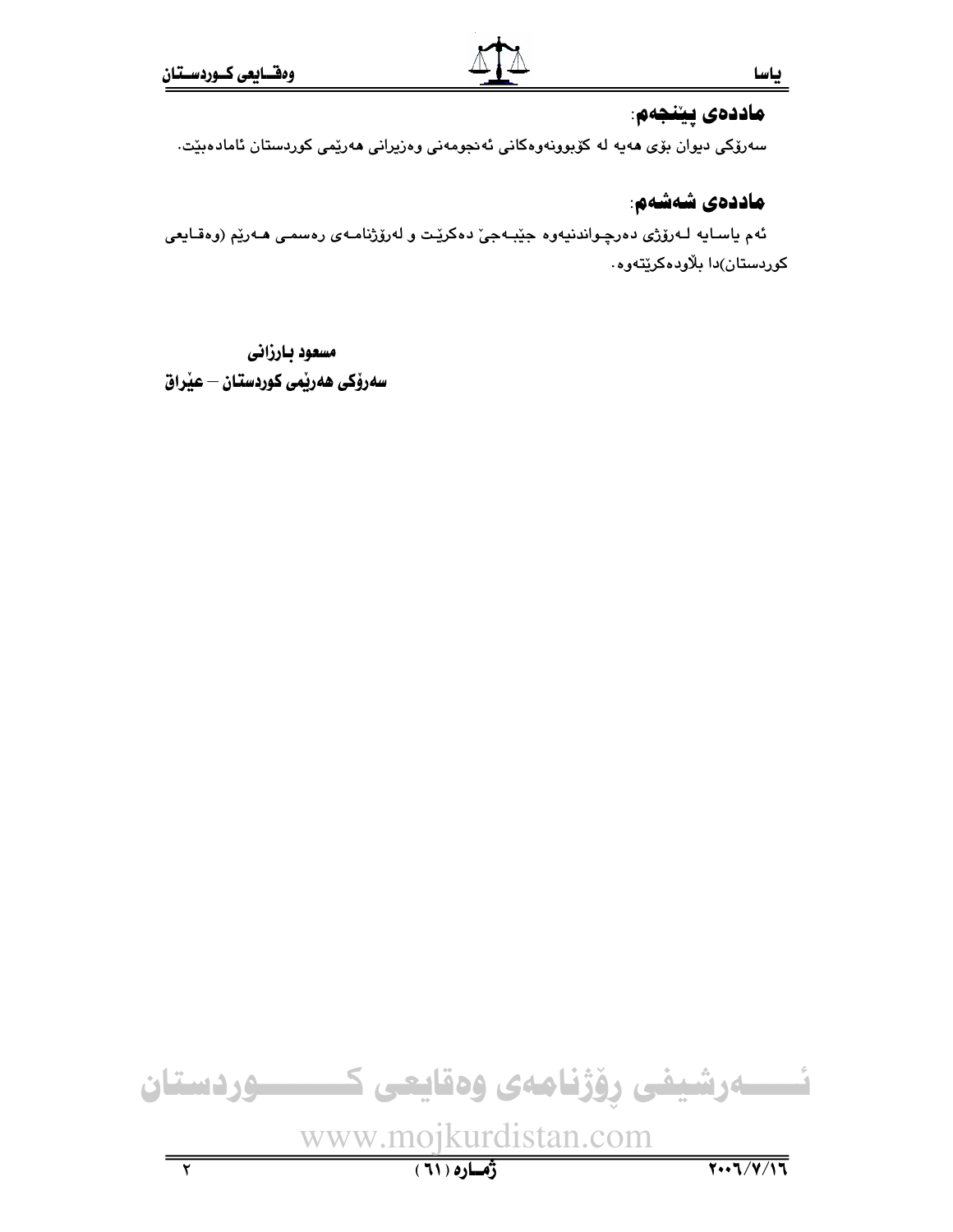## ماددەی پێنجەم:

سەرۆکی دیوان بۆی هەیە لە کۆبوونەوەکانی ئەنجومەنی وەزیرانی هەرێمی کوردستان ئامادەبێت.

## ماددەی شەشەم:

ئەم یاسایە لەرۆژی دەرچواندنیەوە جێبەجێ دەکرێت و لەرۆژنامەی رەسمی هەرێم (وەقایعی کوردستان)دا بڵاودەکرێتەوە.

**مسعود بارزانی**
**سەرۆکی هەرێمی کوردستان – عێراق**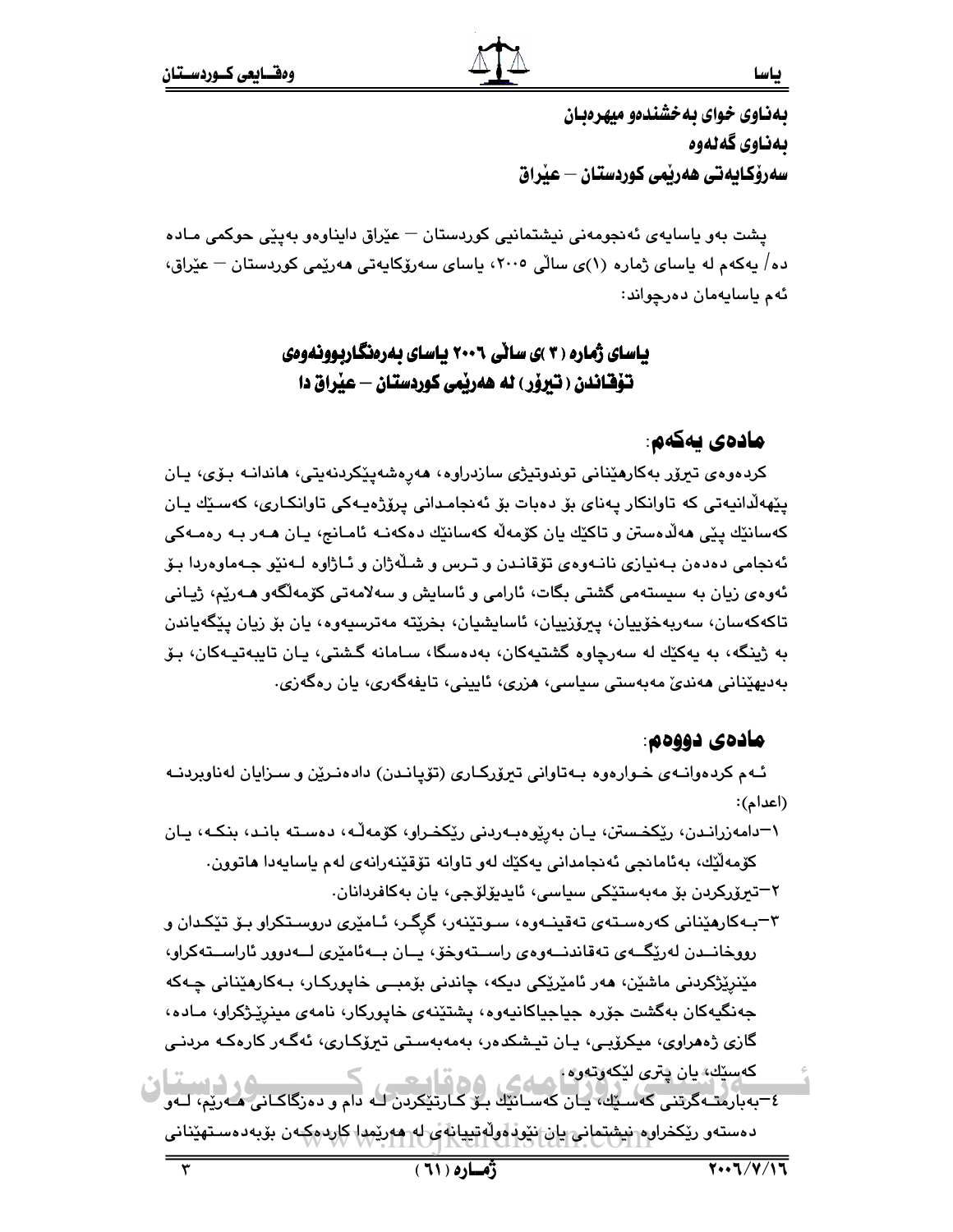بەناوی خوای بەخشندەو میهرەبان

بەناوی گەلەوە

سەرۆکایەتی هەرێمی کوردستان – عێراق

پشت بەو یاسایەی ئەنجومەنی نیشتمانیی کوردستان – عێراق داینـاوەو بەپێی حوکمی مـادە دە/ یەکەم لە یاسای ژمارە (١)ی ساڵی ٢٠٠٥، یاسای سەرۆکایەتی هەرێمی کوردستان – عێراق، ئەم یاسایەمان دەرچواند:

## یاسای ژمارە (٣)ی ساڵی ٢٠٠٦ یاسای بەرەنگاربوونەوەی تۆقاندن (تیرۆر) لە هەرێمی کوردستان – عێراق دا

### مادەی یەکەم:

کردەوەی تیرۆر بەکارهێنانی توندوتیژی سازدراوە، هەڕەشەپێکردنەیتی، هاندانـە بـۆی، یـان پێهەڵدانیەتی کە تاوانکار پەنای بۆ دەبات بۆ ئەنجامـدانی پرۆژەیـەکی تاوانکـاری، کەسـێك یـان کەسانێك پێی هەڵدەستن و تاکێك یان کۆمەڵە کەسانێك دەکەنـە ئامـانج، یـان هـەر بـە ڕەمـەکی ئەنجامی دەدەن بـەنیازی نانـەوەی تۆقانـدن و تـرس و شـڵەژان و ئـاژاوە لـەنێو جـەماوەردا بـۆ ئەوەی زیان بە سیستەمی گشتی بگات، ئارامی و ئاسایش و سەلامەتی کۆمەڵگەو هـەرێم، ژیـانی تاکەکەسان، سەربەخۆییان، پیرۆزییان، ئاسایشیان، بخرێتە مەترسیەوە، یان بۆ زیان پێگەیاندن بە ژینگە، بە یەکێك لە سەرچاوە گشتیەکان، بەدەسگا، سـامانە گشـتی، یـان تایبەتیـەکان، بـۆ بەدیهێنانی هەندێ مەبەستی سیاسی، هزری، ئایینی، تایفەگەری، یان ڕەگەزی.

### مادەی دووەم:

ئـەم کردەوانـەی خـوارەوە بـەتاوانی تیرۆرکـاری (تۆپانـدن) دادەنـرێن و سـزایان لەناوبردنـە (اعدام):

١–دامەزرانـدن، ڕێکخسـتن، یـان بەڕێوەبـەردنی ڕێکخـراو، کۆمەڵـە، دەسـتە بانـد، بنکـە، یـان کۆمەڵێك، بەئامانجی ئەنجامدانی یەکێك لەو تاوانە تۆقێنەرانەی لەم یاسایەدا هاتوون.

٢–تیرۆرکردن بۆ مەبەستێکی سیاسی، ئایدیۆلۆجی، یان بەکافردانان.

٣–بـەکارهێنانی کەرەسـتەی تەقینـەوە، سـوتێنەر، گڕگـر، ئـامێری دروسـتکراو بـۆ تێکـدان و ڕووخانـدن لەڕێگـەی تەقاندنـەوەی ڕاسـتەوخۆ، یـان بـەئامێری لـەدوور ئاراسـتەکراو، مینڕێژکردنی ماشێن، هەر ئامێرێکی دیکە، چاندنی بۆمبـی خاپورکـار، بـەکارهێنانی چـەکە جەنگیەکان بەگشت جۆرە جیاجیاکانیەوە، پشتێنەی خاپورکار، نامەی مینرێـژکراو، مـادە، گازی ژەهراوی، میکرۆبـی، یـان تیـشکدەر، بەمەبەسـتی تیرۆکـاری، ئەگـەر کارەکـە مردنـی کەسێك، یان پتری لێکەوتەوە.

٤–بەبارمتـەگرتنی کەسـێك، یـان کەسـانێك بـۆ کـارتێکردن لـە دام و دەزگاکـانی هـەرێم، لـەو دەستەو ڕێکخراوە نیشتمانی یان نێودەوڵەتییانەی لە هەرێمدا کاردەکەن بۆبەدەستهێنانی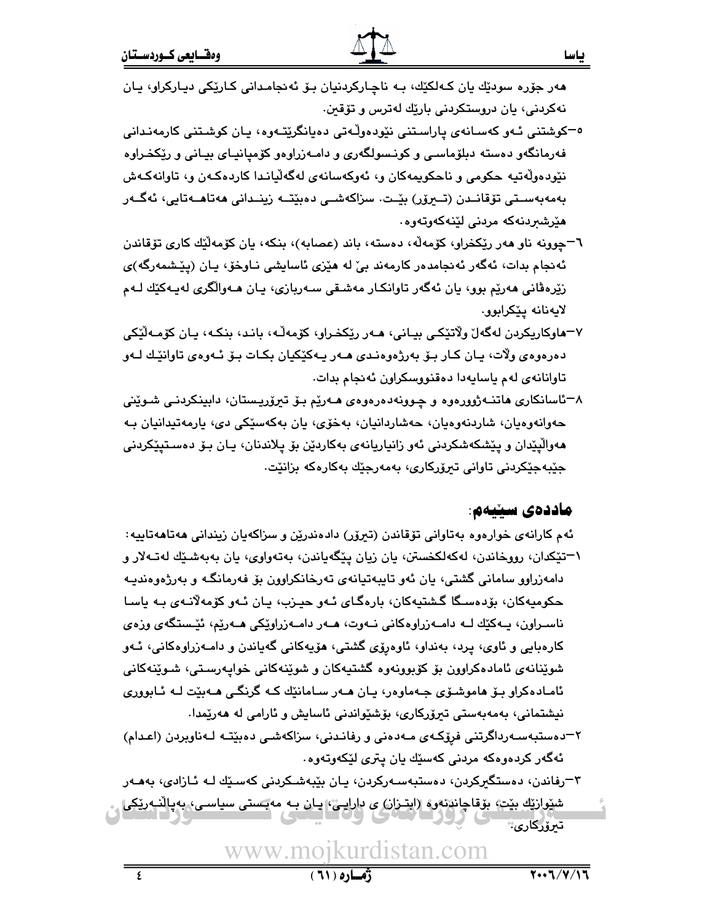هەر جۆرە سودێك یان كەلكێك، بە ناچاركردنیان بۆ ئەنجامدانی كارێكی دیاركراو، یان نەكردنی، یان دروستكردنی بارێك لەترس و تۆقین.

٥-كوشتنی ئەو كەسانەی پاراستنی نێودەوڵەتی دەیانگرێتەوە، یان كوشتنی كارمەندانی فەرمانگەو دەستە دبلۆماسی و كونسولگەری و دامەزراوەو كۆمپانیای بیانی و رێكخراوە نێودەوڵەتیە حكومی و ناحكومیەكان و، ئەوكەسانەی لەگەڵیاندا كاردەكەن و، تاوانەكەش بەمەبەستی تۆقاندن (تیرۆر) بێت. سزاكەشی دەبێتە زیندانی هەتاهەتایی، ئەگەر هێرشبردنەكە مردنی لێنەكەوتەوە.

٦-چوونە ناو هەر رێكخراو، كۆمەڵە، دەستە، باند (عصابە)، بنكە، یان كۆمەڵێك كاری تۆقاندن ئەنجام بدات، ئەگەر ئەنجامدەر كارمەند بێ لە هێزی ئاسایشی ناوخۆ، یان (پێشمەرگە)ی زێرەڤانی هەرێم بوو، یان ئەگەر تاوانكار مەشقی سەربازی، یان هەواڵگری لەیەكێك لەم لایەنانە پێكرابوو.

٧-هاوكاریكردن لەگەڵ وڵاتێكی بیانی، هەر رێكخراو، كۆمەڵە، باند، بنكە، یان كۆمەڵێكی دەرەوەی وڵات، یان كار بۆ بەرژەوەندی هەر یەكێكیان بكات بۆ ئەوەی تاوانێك لەو تاوانانەی لەم یاسایەدا دەقنووسكراون ئەنجام بدات.

٨-ئاسانكاری هاتنەژوورەوە و چوونەدەرەوەی هەرێم بۆ تیرۆریستان، دابینكردنی شوێنی حەوانەوەیان، شاردنەوەیان، حەشاردانیان، بەخۆی، یان بەكەسێكی دی، یارمەتیدانیان بە هەواڵپێدان و پێشكەشكردنی ئەو زانیاریانەی بەكاردێن بۆ پلاندنان، یان بۆ دەستپێكردنی جێبەجێكردنی تاوانی تیرۆركاری، بەمەرجێك بەكارەكە بزانێت.

## ماددەی سێیەم:

ئەم كارانەی خوارەوە بەتاوانی تۆقاندن (تیرۆر) دادەندرێن و سزاكەیان زیندانی هەتاهەتاییە:

١-تێكدان، رووخاندن، لەكەلكخستن، یان زیان پێگەیاندن، بەتەواوی، یان بەبەشێك لەتەلار و دامەزراوو سامانی گشتی، یان ئەو تایبەتیانەی تەرخانكراوون بۆ فەرمانگە و بەرژەوەندیە حكومیەكان، بۆدەسگا گشتیەكان، بارەگای ئەو حیزب، یان ئەو كۆمەڵانەی بە یاسا ناسراون، یەكێك لە دامەزراوەكانی نەوت، هەر دامەزراوێكی هەرێم، وێستگەی وزەی كارەبایی و ئاوی، پرد، بەنداو، ئاوەرۆی گشتی، هۆیەكانی گەیاندن و دامەزراوەكانی، ئەو شوێنانەی ئامادەكراوون بۆ كۆبوونەوە گشتیەكان و شوێنەكانی خواپەرستی، شوێنەكانی ئامادەكراو بۆ هاموشۆی جەماوەر، یان هەر سامانێك كە گرنگی هەبێت لە ئابووری نیشتمانی، بەمەبەستی تیرۆركاری، بۆشێواندنی ئاسایش و ئارامی لە هەرێمدا.

٢-دەستبەسەرداگرتنی فرۆكەی مەدەنی و رفاندنی، سزاكەشی دەبێتە لەناوبردن (اعدام) ئەگەر كردەوەكە مردنی كەسێك یان پتری لێكەوتەوە.

٣-رفاندن، دەستگیركردن، دەستبەسەركردن، یان بێبەشكردنی كەسێك لە ئازادی، بەهەر شێوازێك بێت، بۆقاچاندنەوە (ابتزاز) ی دارایی، یان بە مەبستی سیاسی، بەپاڵنەرێكی تیرۆركاری: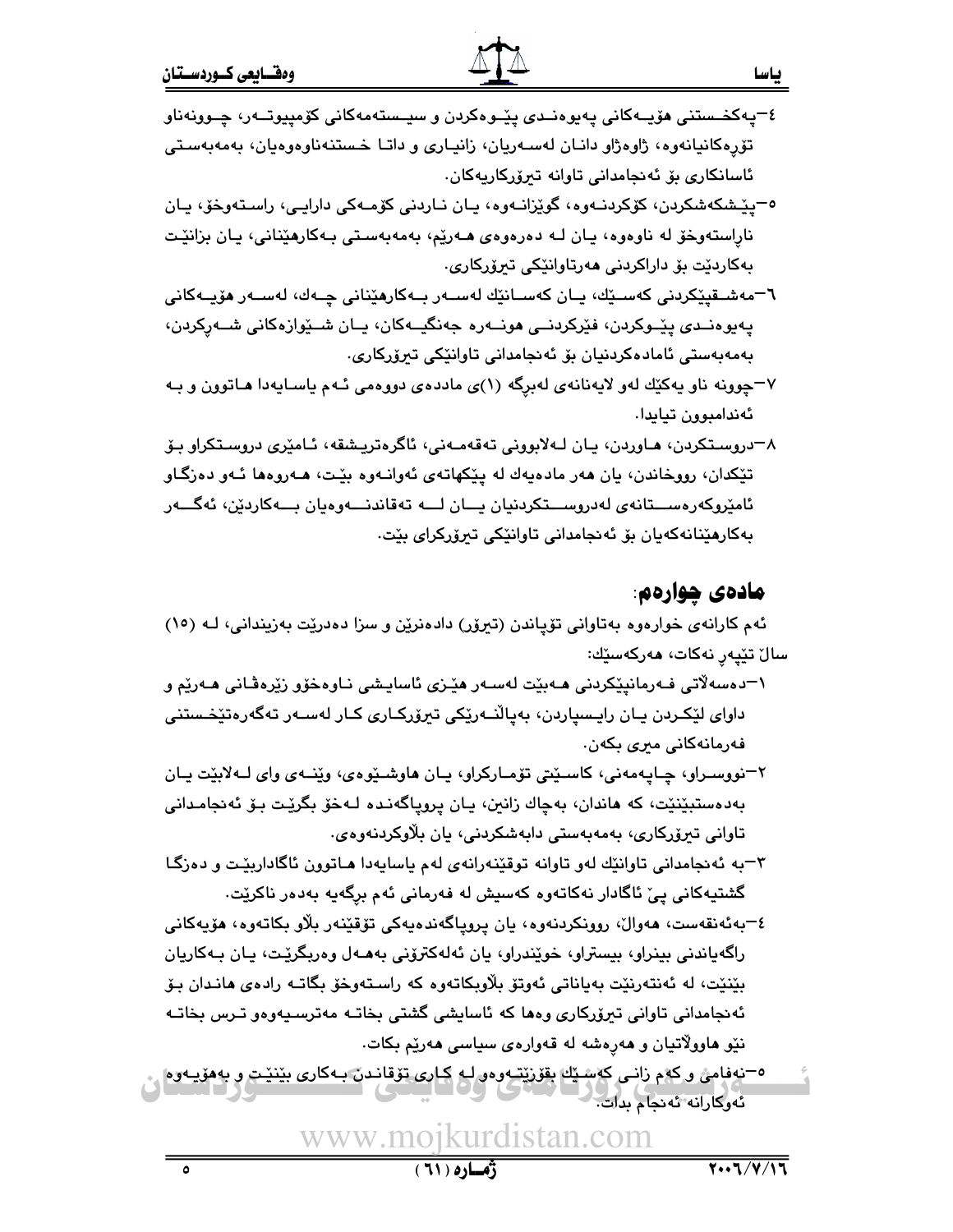٤-پەکخستنی هۆیەکانی پەیوەندی پێوەکردن و سیستەمەکانی کۆمپیوتەر، چوونەناو تۆڕەکانیانەوە، ژاوەژاو دانان لەسەریان، زانیاری و داتا خستنەناوەوەیان، بەمەبەستی ئاسانکاری بۆ ئەنجامدانی تاوانە تیرۆرکاریەکان.

٥-پێشکەشکردن، کۆکردنەوە، گوێزانەوە، یان ناردنی کۆمەکی دارایی، راستەوخۆ، یان ناڕاستەوخۆ لە ناوەوە، یان لە دەرەوەی هەرێم، بەمەبەستی بەکارهێنانی، یان بزانێت بەکاردێت بۆ داراکردنی هەرتاوانێکی تیرۆرکاری.

٦-مەشقپێکردنی کەسێك، یان کەسانێك لەسەر بەکارهێنانی چەك، لەسەر هۆیەکانی پەیوەندی پێوکردن، فێرکردنی هونەرە جەنگیەکان، یان شێوازەکانی شەڕکردن، بەمەبەستی ئامادەکردنیان بۆ ئەنجامدانی تاوانێکی تیرۆرکاری.

٧-چوونە ناو یەکێك لەو لایەنانەی لەبڕگە (١)ی ماددەی دووەمی ئەم یاسایەدا هاتوون و بە ئەندامبوون تیایدا.

٨-دروستکردن، هاوردن، یان لەلابوونی تەقەمەنی، ئاگرەتریشقە، ئامێری دروستکراو بۆ تێکدان، رووخاندن، یان هەر مادەیەك لە پێکهاتەی ئەوانەوە بێت، هەروەها ئەو دەزگاو ئامێروکەرەستانەی لەدروستکردنیان یان لە تەقاندنەوەیان بەکاردێن، ئەگەر بەکارهێنانەکەیان بۆ ئەنجامدانی تاوانێکی تیرۆرکرای بێت.

## مادەی چوارەم:

ئەم کارانەی خوارەوە بەتاوانی تۆقاندن (تیرۆر) دادەنرێن و سزا دەدرێت بەزیندانی، لە (١٥) ساڵ تێپەڕ نەکات، هەرکەسێك:

١-دەسەڵاتی فەرمانپێکردنی هەبێت لەسەر هێزی ئاسایشی ناوەخۆو زێرەڤانی هەرێم و داوای لێکردن یان رایسپاردن، بەپاڵنەرێکی تیرۆرکاری کار لەسەر تەگەرەتێخستنی فەرمانەکانی میری بکەن.

٢-نووسراو، چاپەمەنی، کاسێتی تۆمارکراو، یان هاوشێوەی، وێنەی وای لەلابێت یان بەدەستبێنێت، کە هاندان، بەچاك زانین، یان پروپاگەندە لەخۆ بگرێت بۆ ئەنجامدانی تاوانی تیرۆرکاری، بەمەبەستی دابەشکردنی، یان بڵاوکردنەوەی.

٣-بە ئەنجامدانی تاوانێك لەو تاوانە توقێنەرانەی لەم یاسایەدا هاتوون ئاگاداربێت و دەزگا گشتیەکانی پێ ئاگادار نەکاتەوە کەسیش لە فەرمانی ئەم برگەیە بەدەر ناکرێت.

٤-بەئەنقەست، هەواڵ، روونکردنەوە، یان پروپاگەندەیەکی تۆقێنەر بڵاو بکاتەوە، هۆیەکانی راگەیاندنی بینراو، بیستراو، خوێندراو، یان ئەلەکترۆنی بەهەل وەربگرێت، یان بەکاریان بێنێت، لە ئەنتەرنێت بەیاناتی ئەوتۆ بڵاوبکاتەوە کە راستەوخۆ بگاتە رادەی هاندان بۆ ئەنجامدانی تاوانی تیرۆرکاری وەها کە ئاسایشی گشتی بخاتە مەترسیەوەو ترس بخاتە نێو هاووڵاتیان و هەڕەشە لە قەوارەی سیاسی هەرێم بکات.

٥-نەفامی و کەم زانی کەسێك بقۆزێتەوەو لە کاری تۆقاندن بەکاری بێنێت و بەهۆیەوە ئەوکارانە ئەنجام بدات.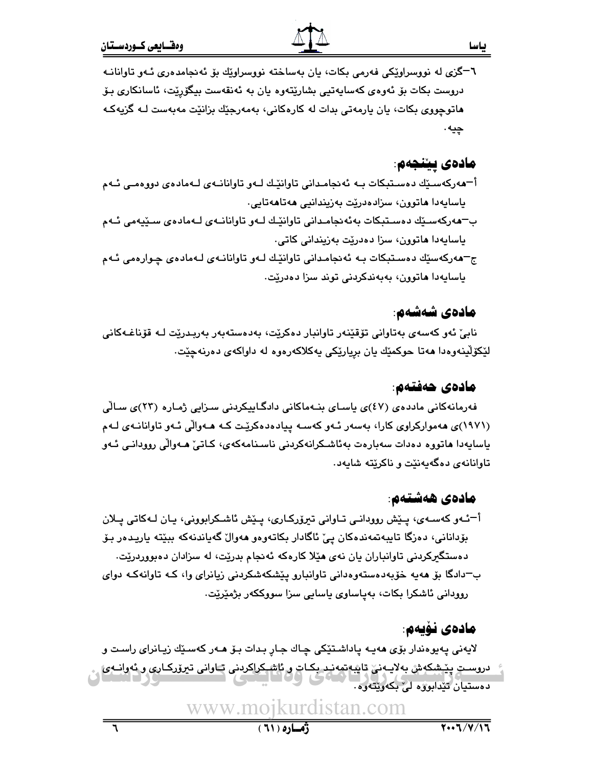٦–گزی له نووسراوێکی فەرمی بکات، یان بەساختە نووسراوێك بۆ ئەنجامدەری ئەو تاوانانە دروست بکات بۆ ئەوەی کەسایەتیی بشارێتەوە یان بە ئەنقەست بیگۆڕێت، ئاسانکاری بۆ هاتوچووی بکات، یان یارمەتی بدات لە کارەکانی، بەمەرجێك بزانێت مەبەست لە گزیەکە چیە.

## مادەی پێنجەم:

أ–هەرکەسێك دەستبکات بە ئەنجامدانی تاوانێك لەو تاوانانەی لەمادەی دووەمی ئەم یاسایەدا هاتوون، سزادەدرێت بەزیندانیی هەتاهەتایی.

ب–هەرکەسێك دەستبکات بەئەنجامدانی تاوانێك لەو تاوانانەی لەمادەی سێیەمی ئەم یاسایەدا هاتوون، سزا دەدرێت بەزیندانی کاتی.

ج–هەرکەسێك دەستبکات بە ئەنجامدانی تاوانێك لەو تاوانانەی لەمادەی چوارەمی ئەم یاسایەدا هاتوون، بەبەندکردنی توند سزا دەدرێت.

## مادەی شەشەم:

نابێ ئەو کەسەی بەتاوانی تۆقێنەر تاوانبار دەکرێت، بەدەستەبەر بەربدرێت لە قۆناغەکانی لێکۆڵینەوەدا هەتا حوکمێك یان بڕیارێکی یەکلاکەرەوە لە داواکەی دەرنەچێت.

## مادەی حەفتەم:

فەرمانەکانی ماددەی (٤٧)ی یاسای بنەماکانی دادگاییکردنی سزایی ژمارە (٢٣)ی ساڵی (١٩٧١)ی هەموارکراوی کارا، بەسەر ئەو کەسە پیادەدەکرێت کە هەواڵی ئەو تاوانانەی لەم یاسایەدا هاتووە دەدات سەبارەت بەئاشکرانەکردنی ناسنامەکەی، کاتێ هەواڵی ڕوودانی ئەو تاوانانەی دەگەیەنێت و ناکرێتە شایەد.

## مادەی هەشتەم:

أ–ئەو کەسەی، پێش ڕوودانی تاوانی تیرۆرکاری، پێش ئاشکرابوونی، یان لەکاتی پلان بۆدانانی، دەزگا تایبەتمەندەکان پێ ئاگادار بکاتەوەو هەواڵ گەیاندنەکە ببێتە یاریدەر بۆ دەستگیرکردنی تاوانباران یان نەی هێڵا کارەکە ئەنجام بدرێت، لە سزادان دەبووردرێت.

ب–دادگا بۆ هەیە خۆبەدەستەوەدانی تاوانبارو پێشکەشکردنی زیانرای وا، کە تاوانەکە دوای ڕوودانی ئاشکرا بکات، بەپاساوی یاسایی سزا سووککەر بژمێرێت.

## مادەی نۆیەم:

لایەنی پەیوەندار بۆی هەیە پاداشتێکی چاك جاڕ بدات بۆ هەر کەسێك زیانرای ڕاست و دروست پێشکەش بەلایەنی تایبەتمەند بکات و ئاشکراکردنی تاوانی تیرۆرکاری و ئەوانەی دەستیان تێدابووە لێ بکەوێتەوە.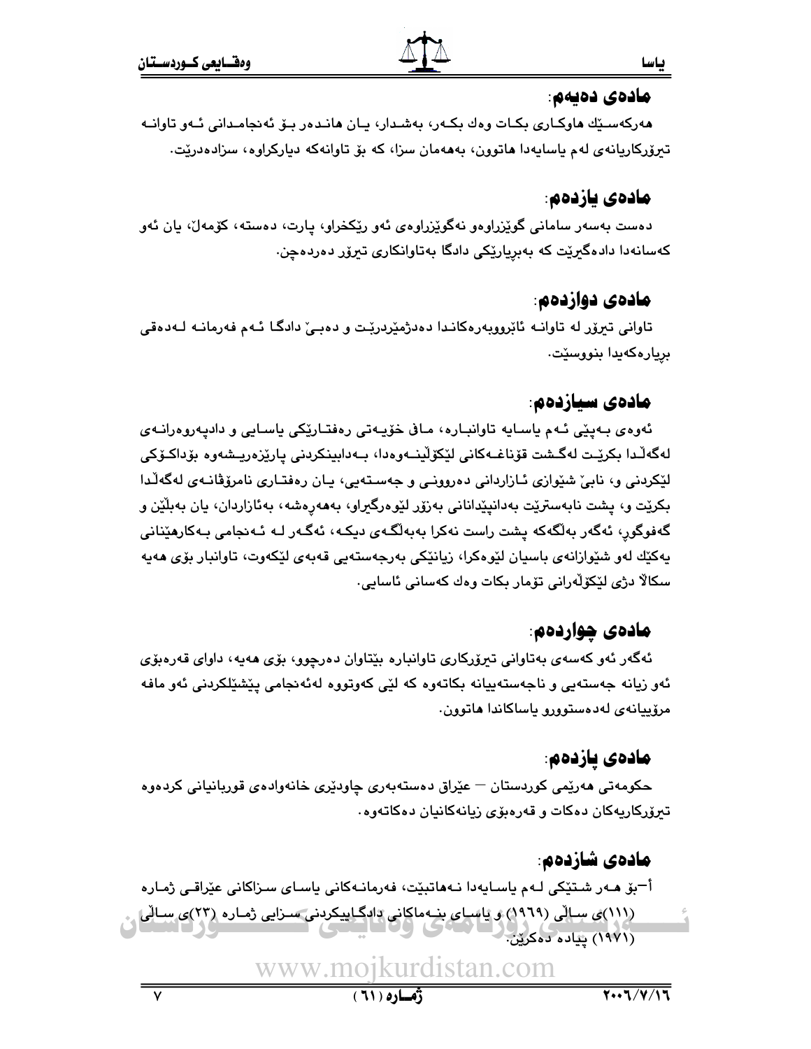## مادەی دەیەم:

هەرکەسێك هاوکاری بکات وەك بکەر، بەشدار، یان هاندەر بۆ ئەنجامدانی ئەو تاوانە تیرۆرکاریانەی لەم یاسایەدا هاتوون، بەهەمان سزا، کە بۆ تاوانەکە دیارکراوە، سزادەدرێت.

## مادەی یازدەم:

دەست بەسەر سامانی گوێزراوەو نەگوێزراوەی ئەو ڕێکخراو، پارت، دەستە، کۆمەڵ، یان ئەو کەسانەدا دادەگیرێت کە بەبڕیارێکی دادگا بەتاوانکاری تیرۆر دەردەچن.

## مادەی دوازدەم:

تاوانی تیرۆر لە تاوانە ئابڕوویەرەکاندا دەدژمێردرێت و دەبێ دادگا ئەم فەرمانە لەدەقی بڕیارەکەیدا بنووسێت.

## مادەی سیازدەم:

ئەوەی بەپێی ئەم یاسایە تاوانبارە، مافی خۆیەتی ڕەفتارێکی یاسایی و دادپەروەرانەی لەگەڵدا بکرێت لەگشت قۆناغەکانی لێکۆڵینەوەدا، بەدابینکردنی پارێزەریشەوە بۆداکۆکی لێکردنی و، نابێ شێوازی ئازاردانی دەروونی و جەستەیی، یان ڕەفتاری نامرۆڤانەی لەگەڵدا بکرێت و، پشت نابەسترێت بەدانپێدانانی بەزۆر لێوەرگیراو، بەهەڕەشە، بەئازاردان، یان بەبڵێن و گەفوگوڕ، ئەگەر بەڵگەکە پشت ڕاست نەکرا بەبەڵگەی دیکە، ئەگەر لە ئەنجامی بەکارهێنانی یەکێك لەو شێوازانەی باسیان لێوەکرا، زیانێکی بەرجەستەیی قەبەی لێکەوت، تاوانبار بۆی هەیە سکاڵا دژی لێکۆڵەرانی تۆمار بکات وەك کەسانی ئاسایی.

## مادەی چواردەم:

ئەگەر ئەو کەسەی بەتاوانی تیرۆرکاری تاوانبارە بێتاوان دەرچوو، بۆی هەیە، داوای قەرەبۆی ئەو زیانە جەستەیی و ناجەستەییانە بکاتەوە کە لێی کەوتووە لەئەنجامی پێشێلکردنی ئەو مافە مرۆییانەی لەدەستوورو یاساکاندا هاتوون.

## مادەی پازدەم:

حکومەتی هەرێمی کوردستان – عێراق دەستەبەری چاودێری خانەوادەی قوربانیانی کردەوە تیرۆرکاریەکان دەکات و قەرەبۆی زیانەکانیان دەکاتەوە.

## مادەی شازدەم:

أ–بۆ هەر شتێکی لەم یاسایەدا نەهاتبێت، فەرمانەکانی یاسای سزاکانی عێراقی ژمارە (١١١)ی ساڵی (١٩٦٩) و یاسای بنەماکانی دادگاییکردنی سزایی ژمارە (٢٣)ی ساڵی (١٩٧١) پیادە دەکرێن.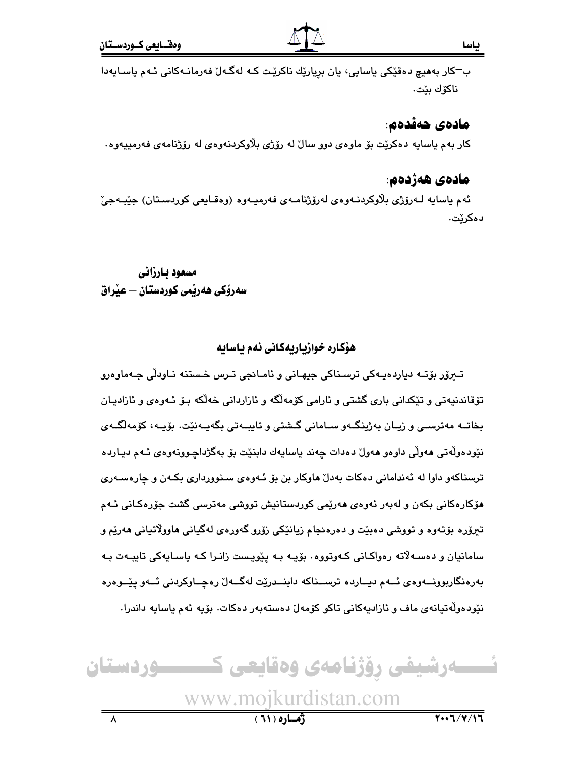ب-كار بەهیچ دەقێكی یاسایی، یان بڕیارێك ناكرێت كە لەگەڵ فەرمانەكانی ئەم یاسایەدا ناكۆك بێت.

## مادەی حەڤدەم:

كار بەم یاسایە دەكرێت بۆ ماوەی دوو ساڵ لە ڕۆژی بڵاوكردنەوەی لە ڕۆژنامەی فەرمییەوە.

## مادەی هەژدەم:

ئەم یاسایە لەڕۆژی بڵاوكردنەوەی لەڕۆژنامەی فەرمیەوە (وەقایعی كوردستان) جێبەجێ دەكرێت.

**مسعود بارزانی**
**سەرۆكی هەرێمی كوردستان – عێراق**

### هۆكارە خوازیاریەكانی ئەم یاسایە

تیرۆر بۆتە دیاردەیەكی ترسناكی جیهانی و ئامانجی ترس خستنە ناودڵی جەماوەرو تۆقاندنیەتی و تێكدانی باری گشتی و ئارامی كۆمەڵگە و ئازاردانی خەڵكە بۆ ئەوەی و ئازادیان بخاتە مەترسی و زیان بەژینگەو سامانی گشتی و تایبەتی بگەیەنێت. بۆیە، كۆمەڵگەی نێودەوڵەتی هەوڵی داوەو هەوڵ دەدات چەند یاسایەك دابنێت بۆ بەگژداچوونەوەی ئەم دیاردە ترسناكەو داوا لە ئەندامانی دەكات بەدڵ هاوكار بن بۆ ئەوەی سنوورداری بكەن و چارەسەری هۆكارەكانی بكەن و لەبەر ئەوەی هەرێمی كوردستانیش تووشی مەترسی گشت جۆرەكانی ئەم تیرۆرە بۆتەوە و تووشی دەبێت و دەرەنجام زیانێكی زۆرو گەورەی لەگیانی هاوولاتیانی هەرێم و سامانیان و دەسەڵاتە ڕەواكانی كەوتووە. بۆیە بە پێویست زانرا كە یاسایەكی تایبەت بە بەرەنگاربوونەوەی ئەم دیاردە ترسناكە دابندرێت لەگەڵ ڕەچاوكردنی ئەو پێوەرە نێودەوڵەتیانەی ماف و ئازادیەكانی تاكو كۆمەڵ دەستەبەر دەكات. بۆیە ئەم یاسایە داندرا.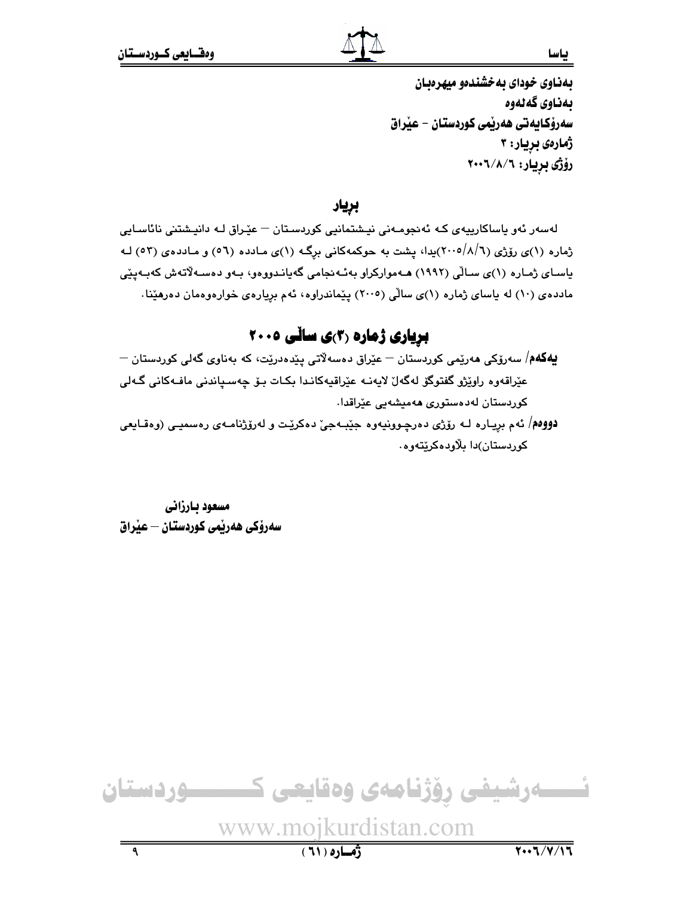بەناوی خودای بەخشندەو میهرەبان

بەناوی گەلەوە

سەرۆکایەتی هەرێمی کوردستان - عێراق

ژمارەی بڕیار: ٣

رۆژی بڕیار: ٢٠٠٦/٨/٦

## بڕیار

لەسەر ئەو یاساکارییەی کە ئەنجومەنی نیشتمانیی کوردستان — عێراق لە دانیشتنی نائاسایی ژمارە (١)ی رۆژی (٢٠٠٥/٨/٦)یدا، پشت بە حوکمەکانی برگە (١)ی ماددە (٥٦) و ماددەی (٥٣) لە یاسای ژمارە (١)ی ساڵی (١٩٩٢) هەموارکراو بەئەنجامی گەیاندووەو، بەو دەسەڵاتەش کەبەپێی ماددەی (١٠) لە یاسای ژمارە (١)ی ساڵی (٢٠٠٥) پێماندراوە، ئەم بڕیارەی خوارەوەمان دەرهێنا.

## بڕیاری ژمارە (٣)ی ساڵی ٢٠٠٥

**یەکەم**/ سەرۆکی هەرێمی کوردستان — عێراق دەسەڵاتی پێدەدرێت، کە بەناوی گەلی کوردستان — عێراقەوە راوێژو گفتوگۆ لەگەڵ لایەنە عێراقیەکاندا بکات بۆ چەسپاندنی مافەکانی گەلی کوردستان لەدەستوری هەمیشەیی عێراقدا.

**دووەم**/ ئەم بڕیارە لە رۆژی دەرچوونیەوە جێبەجێ دەکرێت و لەرۆژنامەی رەسمیی (وەقایعی کوردستان)دا بڵاودەکرێتەوە.

**مسعود بارزانی**

**سەرۆکی هەرێمی کوردستان — عێراق**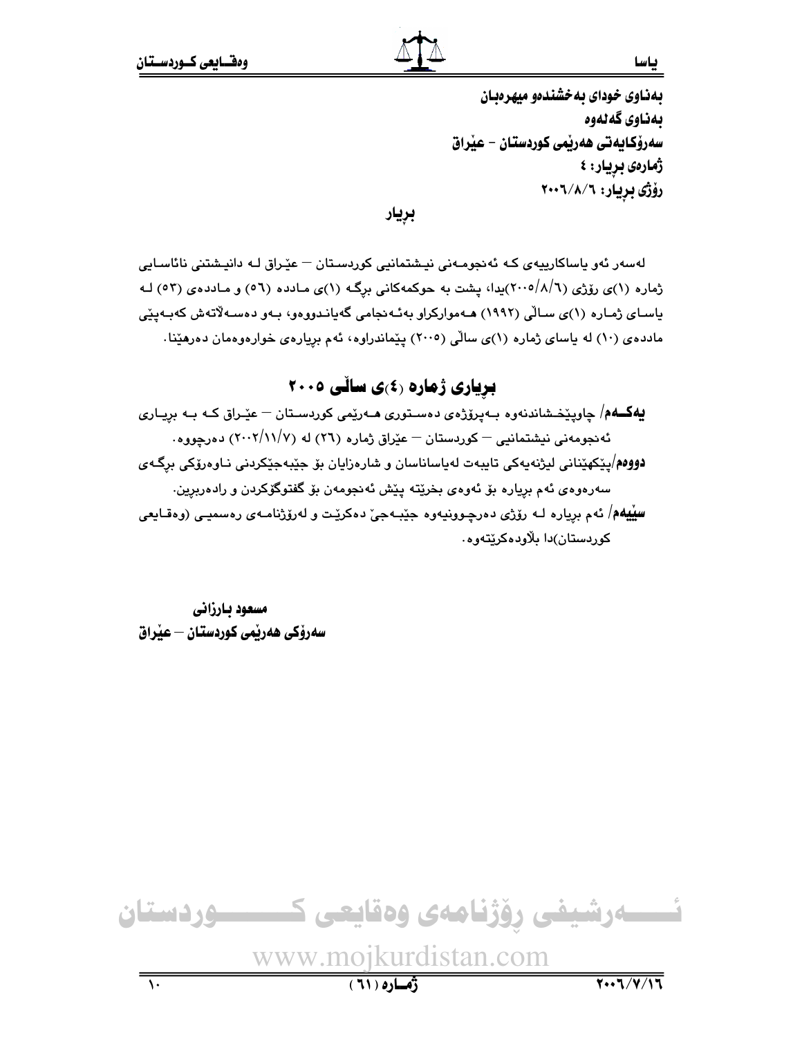بەناوی خودای بەخشندەو میهرەبان

بەناوی گەلەوە

سەرۆکایەتی هەرێمی کوردستان - عێراق

ژمارەی بڕیار: ٤

ڕۆژی بڕیار: ٢٠٠٦/٨/٦

## بڕیار

لەسەر ئەو یاساکارییەی کە ئەنجومەنی نیشتمانیی کوردستان – عێراق لە دانیشتنی نائاسایی ژمارە (١)ی ڕۆژی (٢٠٠٥/٨/٦)یدا، پشت بە حوکمەکانی بڕگە (١)ی مادده (٥٦) و ماددەی (٥٣) لە یاسای ژمارە (١)ی ساڵی (١٩٩٢) هەموارکراو بەئەنجامی گەیاندووەو، بەو دەسەڵاتەش کەبەپێی ماددەی (١٠) لە یاسای ژمارە (١)ی ساڵی (٢٠٠٥) پێماندراوە، ئەم بڕیارەی خوارەوەمان دەرهێنا.

## بڕیاری ژمارە (٤)ی ساڵی ٢٠٠٥

**یەکەم/** چاوپێخشاندنەوە بەپڕۆژەی دەستوری هەرێمی کوردستان – عێراق کە بە بڕیاری ئەنجومەنی نیشتمانیی – کوردستان – عێراق ژمارە (٢٦) لە (٢٠٠٢/١١/٧) دەرچووە.

**دووەم/** پێکهێنانی لیژنەیەکی تایبەت لەیاساناسان و شارەزایان بۆ جێبەجێکردنی ناوەرۆکی بڕگەی سەرەوەی ئەم بڕیارە بۆ ئەوەی بخرێتە پێش ئەنجومەن بۆ گفتوگۆکردن و رادەربڕین.

**سێیەم/** ئەم بڕیارە لە ڕۆژی دەرچوونیەوە جێبەجێ دەکرێت و لەڕۆژنامەی ڕەسمیی (وەقایعی کوردستان)دا بڵاودەکرێتەوە.

**مسعود بارزانی**

**سەرۆکی هەرێمی کوردستان – عێراق**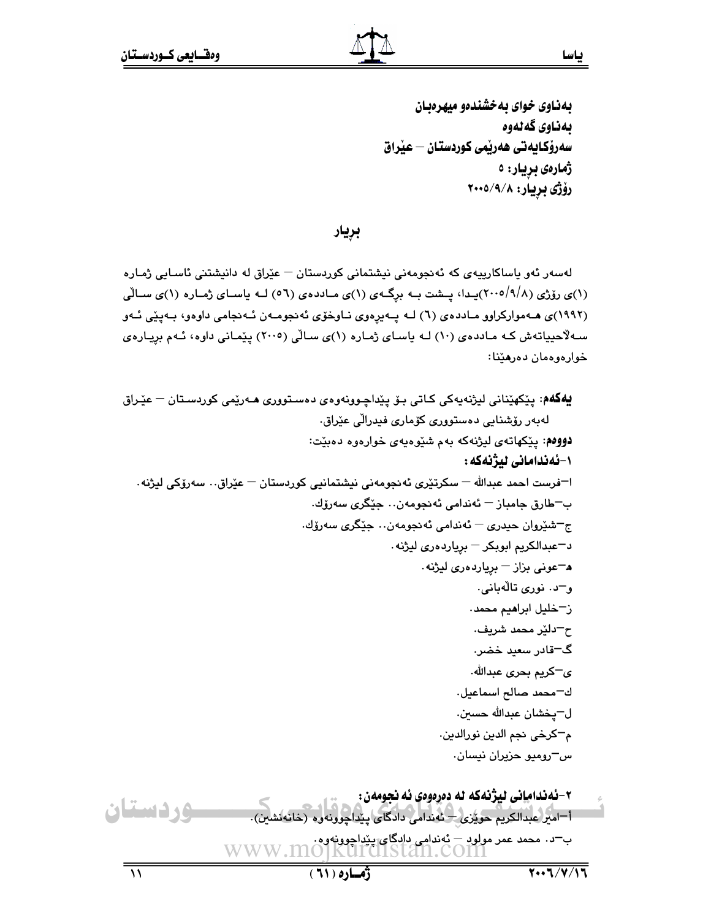**بەناوی خوای بەخشندەو میهرەبان**
**بەناوی گەلەوە**
**سەرۆکایەتی هەرێمی کوردستان – عێراق**
**ژمارەی بڕیار: ٥**
**رۆژی بڕیار: ٢٠٠٥/٩/٨**

## بڕیار

لەسەر ئەو یاساکارییەی کە ئەنجومەنی نیشتمانی کوردستان – عێراق لە دانیشتنی ئاسایی ژمارە (١)ی رۆژی (٢٠٠٥/٩/٨)یدا، پشت بە برگەی (١)ی ماددەی (٥٦) لە یاسای ژمارە (١)ی ساڵی (١٩٩٢)ی هەموارکراوو ماددەی (٦) لە پەیڕەوی ناوخۆی ئەنجومەن ئەنجامی داوەو، بەپێی ئەو سەلاحییاتەش کە ماددەی (١٠) لە یاسای ژمارە (١)ی ساڵی (٢٠٠٥) پێمانی داوە، ئەم بڕیارەی خوارەوەمان دەرهێنا:

**یەکەم:** پێکهێنانی لیژنەیەکی کاتی بۆ پێداچوونەوەی دەستووری هەرێمی کوردستان – عێراق لەبەر رۆشنایی دەستووری کۆماری فیدراڵی عێراق.

**دووەم:** پێکهاتەی لیژنەکە بەم شێوەیەی خوارەوە دەبێت:

**١-ئەندامانی لیژنەکە:**

ا–فرست احمد عبدالله – سکرتێری ئەنجومەنی نیشتمانیی کوردستان – عێراق.. سەرۆکی لیژنە.
ب–طارق جامباز – ئەندامی ئەنجومەن.. جێگری سەرۆك.
ج–شێروان حیدری – ئەندامی ئەنجومەن.. جێگری سەرۆك.
د–عبدالكريم ابوبكر – بڕیاردەری لیژنە.
هـ–عونی بزاز – بڕیاردەری لیژنە.
و–د. نوری تاڵەبانی.
ز–خلیل ابراهیم محمد.
ح–دلێر محمد شریف.
گ–قادر سعید خضر.
ی–کریم بحری عبدالله.
ك–محمد صالح اسماعیل.
ل–پخشان عبدالله حسین.
م–کرخی نجم الدین نورالدین.
س–رومیو حزیران نیسان.

**٢-ئەندامانی لیژنەکە لە دەرەوەی ئەنجومەن:**

أ–امیر عبدالکریم حوێزی – ئەندامی دادگای پێداچوونەوە (خانەنشین).
ب–د. محمد عمر مولود – ئەندامی دادگای پێداچوونەوە.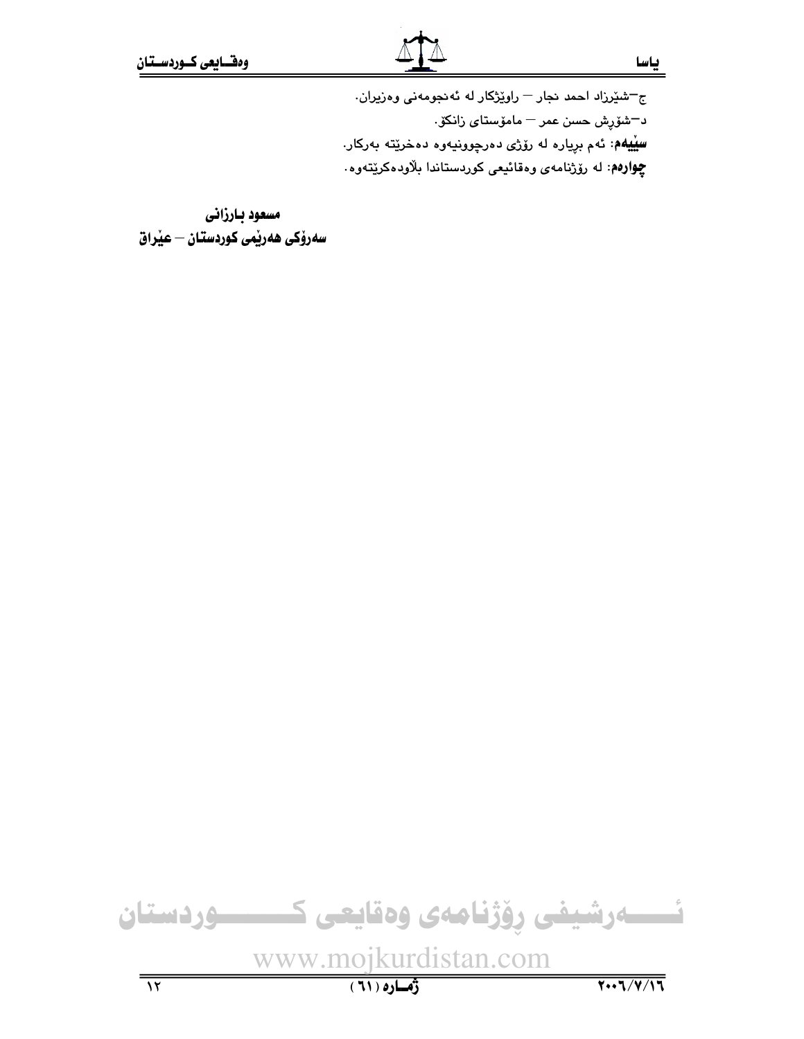ج–شێرزاد احمد نجار – ڕاوێژکار لە ئەنجومەنی وەزیران.

د–شۆڕش حسن عمر – مامۆستای زانکۆ.

**سێیەم**: ئەم بڕیارە لە ڕۆژی دەرچوونیەوە دەخرێتە بەرکار.

**چوارەم**: لە ڕۆژنامەی وەقائیعی کوردستاندا بڵاودەکرێتەوە.

**مسعود بارزانی**
**سەرۆکی هەرێمی کوردستان – عێراق**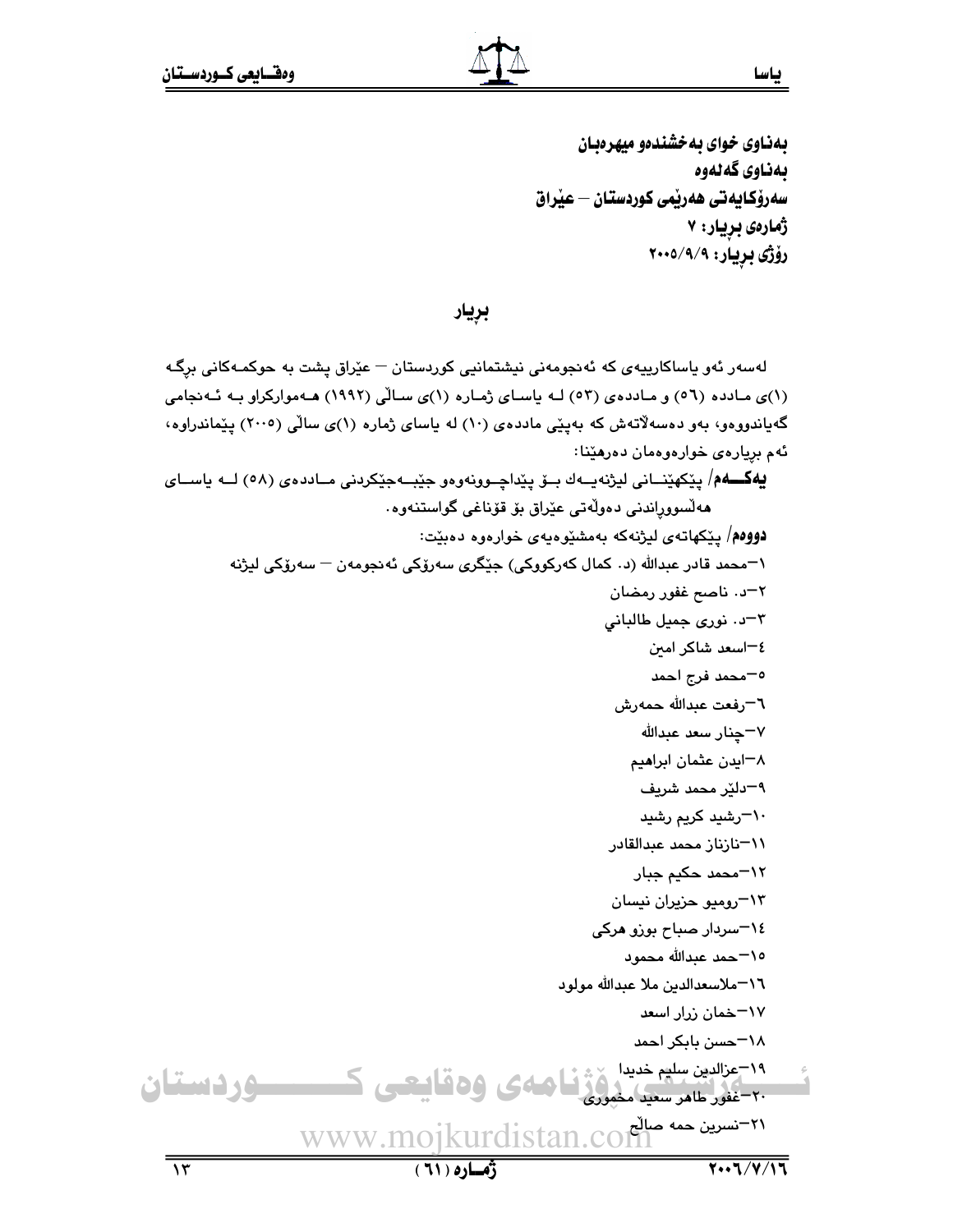بەناوی خوای بەخشندەو میهرەبان
بەناوی گەلەوە
سەرۆکایەتی هەرێمی کوردستان – عێراق
ژمارەی بڕیار: ٧
ڕۆژی بڕیار: ٢٠٠٥/٩/٩

## بڕیار

لەسەر ئەو یاساکارییەی کە ئەنجومەنی نیشتمانیی کوردستان – عێراق پشت بە حوکمەکانی برگە (١)ی مادده (٥٦) و ماددەی (٥٣) لە یاسای ژمارە (١)ی ساڵی (١٩٩٢) هەموارکراو بە ئەنجامی گەیاندووەو، بەو دەسەڵاتەش کە بەپێی ماددەی (١٠) لە یاسای ژمارە (١)ی ساڵی (٢٠٠٥) پێماندراوە، ئەم بڕیارەی خوارەوەمان دەرهێنا:

**یەکەم**/ پێکهێنانی لیژنەیەك بۆ پێداچوونەوەو جێبەجێکردنی ماددەی (٥٨) لە یاسای هەڵسووڕاندنی دەوڵەتی عێراق بۆ قۆناغی گواستنەوە.

**دووەم**/ پێکهاتەی لیژنەکە بەمشێوەیەی خوارەوە دەبێت:

١–محمد قادر عبدالله (د. کمال کەرکووکی) جێگری سەرۆکی ئەنجومەن – سەرۆکی لیژنە
٢–د. ناصح غفور رمضان
٣–د. نوری جمیل طالباني
٤–اسعد شاکر امین
٥–محمد فرج احمد
٦–رفعت عبدالله حمەرش
٧–چنار سعد عبدالله
٨–ایدن عثمان ابراهیم
٩–دلێر محمد شریف
١٠–رشید کریم رشید
١١–نازناز محمد عبدالقادر
١٢–محمد حکیم جبار
١٣–رومیو حزیران نیسان
١٤–سردار صباح بوزو هرکی
١٥–حمد عبدالله محمود
١٦–ملاسعدالدین ملا عبدالله مولود
١٧–خمان زرار اسعد
١٨–حسن بابکر احمد
١٩–عزالدین سلیم خدیدا
٢٠–غفور طاهر سعید مخموری
٢١–نسرین حمە صاڵح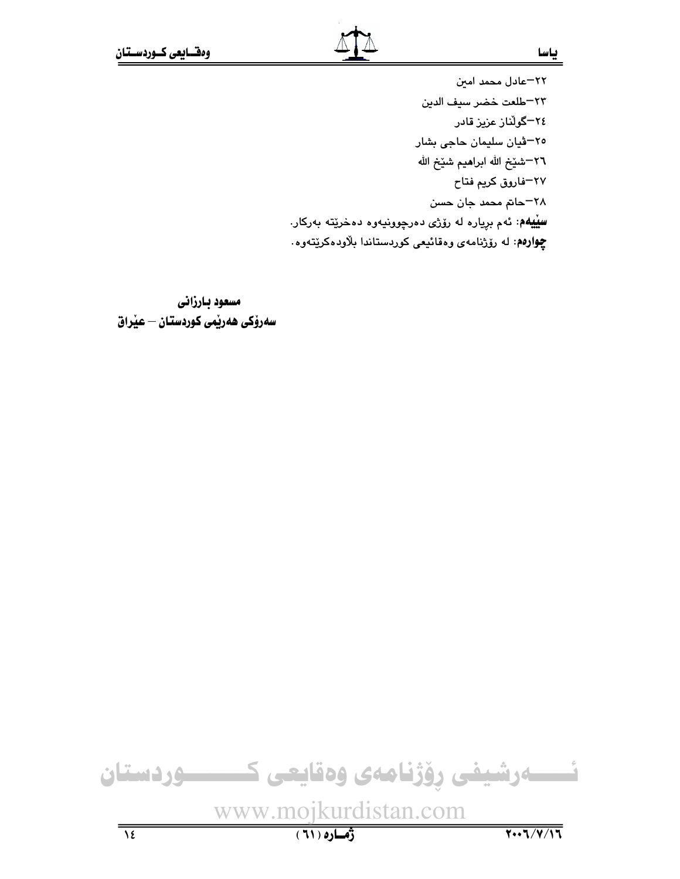٢٢–عادل محمد امين

٢٣–طلعت خضر سيف الدين

٢٤–گولناز عزيز قادر

٢٥–ڤيان سليمان حاجى بشار

٢٦–شێخ الله ابراهيم شێخ الله

٢٧–فاروق كريم فتاح

٢٨–حاتم محمد جان حسن

**سێیەم**: ئەم بڕیارە لە ڕۆژی دەرچوونیەوە دەخرێتە بەرکار.

**چوارەم**: لە ڕۆژنامەی وەقائیعی کوردستاندا بڵاودەکرێتەوە.

**مسعود بارزانی**

**سەرۆکی هەرێمی کوردستان – عێراق**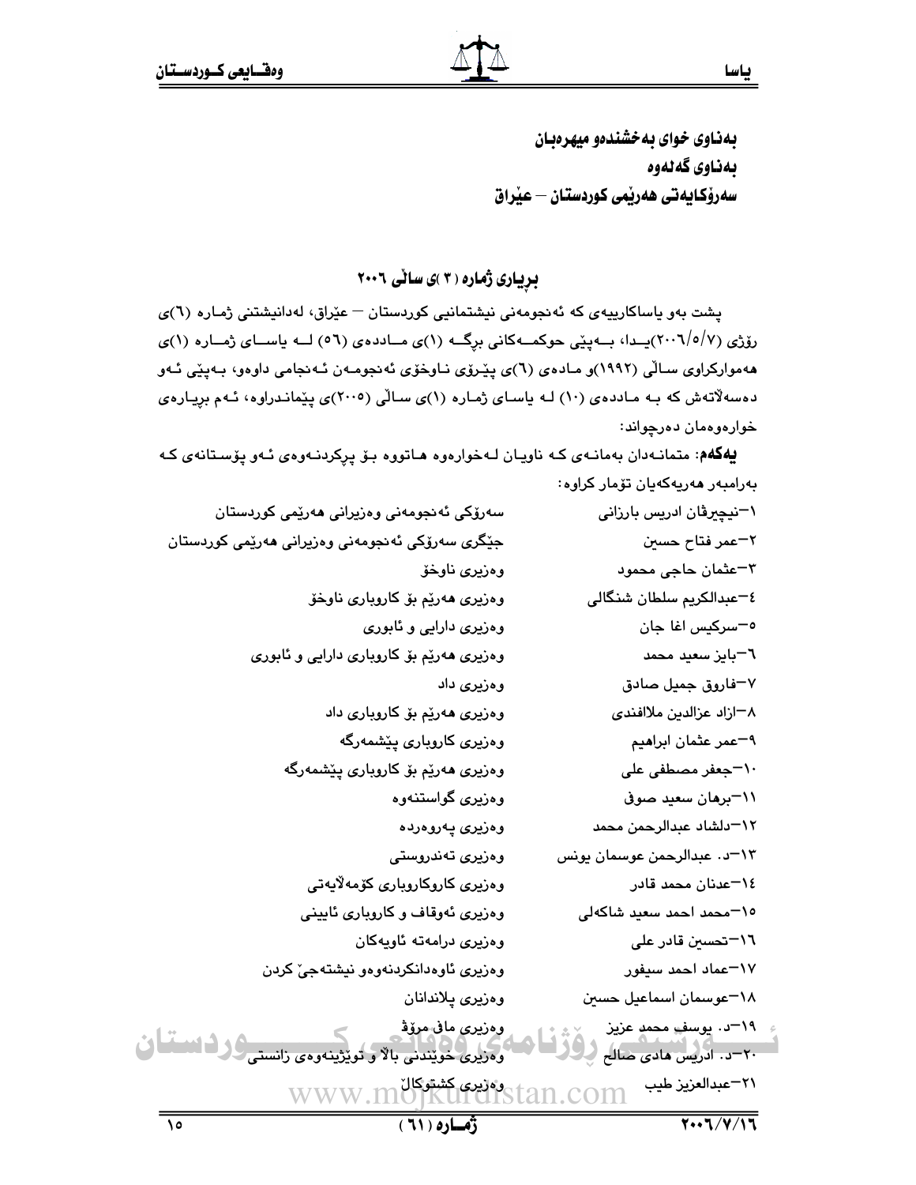بەناوی خوای بەخشندەو میهرەبان

بەناوی گەلەوە

سەرۆکایەتی هەرێمی کوردستان – عێراق

## بڕیاری ژمارە (٣)ی ساڵی ٢٠٠٦

پشت بەو یاساکارییەی کە ئەنجومەنی نیشتمانیی کوردستان – عێراق، لەدانیشتنی ژمارە (٦)ی ڕۆژی (٢٠٠٦/٥/٧)یدا، بەپێی حوکمەکانی برگە (١)ی ماددەی (٥٦) لە یاسای ژمارە (١)ی هەموارکراوی ساڵی (١٩٩٢)و مادەی (٦)ی پێڕۆی ناوخۆی ئەنجومەن ئەنجامی داوەو، بەپێی ئەو دەسەڵاتەش کە بە ماددەی (١٠) لە یاسای ژمارە (١)ی ساڵی (٢٠٠٥)ی پێماندراوە، ئەم بڕیارەی خوارەوەمان دەرچواند:

**یەکەم**: متمانەدان بەمانەی کە ناویان لەخوارەوە هاتووە بۆ پڕکردنەوەی ئەو پۆستانەی کە بەرامبەر هەریەکەیان تۆمار کراوە:

| | |
|---|---|
| ١–نیچیرڤان ادریس بارزانی | سەرۆکی ئەنجومەنی وەزیرانی هەرێمی کوردستان |
| ٢–عمر فتاح حسین | جێگری سەرۆکی ئەنجومەنی وەزیرانی هەرێمی کوردستان |
| ٣–عثمان حاجی محمود | وەزیری ناوخۆ |
| ٤–عبدالکریم سلطان شنگالی | وەزیری هەرێم بۆ کاروباری ناوخۆ |
| ٥–سرکیس اغا جان | وەزیری دارایی و ئابوری |
| ٦–بایز سعید محمد | وەزیری هەرێم بۆ کاروباری دارایی و ئابوری |
| ٧–فاروق جمیل صادق | وەزیری داد |
| ٨–ازاد عزالدین ملاافندی | وەزیری هەرێم بۆ کاروباری داد |
| ٩–عمر عثمان ابراهیم | وەزیری کاروباری پێشمەرگە |
| ١٠–جعفر مصطفی علی | وەزیری هەرێم بۆ کاروباری پێشمەرگە |
| ١١–برهان سعید صوفی | وەزیری گواستنەوە |
| ١٢–دلشاد عبدالرحمن محمد | وەزیری پەروەردە |
| ١٣–د. عبدالرحمن عوسمان یونس | وەزیری تەندروستی |
| ١٤–عدنان محمد قادر | وەزیری کاروکاروباری کۆمەڵایەتی |
| ١٥–محمد احمد سعید شاکەلی | وەزیری ئەوقاف و کاروباری ئاینی |
| ١٦–تحسین قادر علی | وەزیری درامەتە ئاویەکان |
| ١٧–عماد احمد سیفور | وەزیری ئاوەدانکردنەوەو نیشتەجێ کردن |
| ١٨–عوسمان اسماعیل حسین | وەزیری پلاندانان |
| ١٩–د. یوسف محمد عزیز | وەزیری مافی مرۆڤ |
| ٢٠–د. ادریس هادی صالح | وەزیری خوێندنی باڵا و توێژینەوەی زانستی |
| ٢١–عبدالعزیز طیب | وەزیری کشتوکاڵ |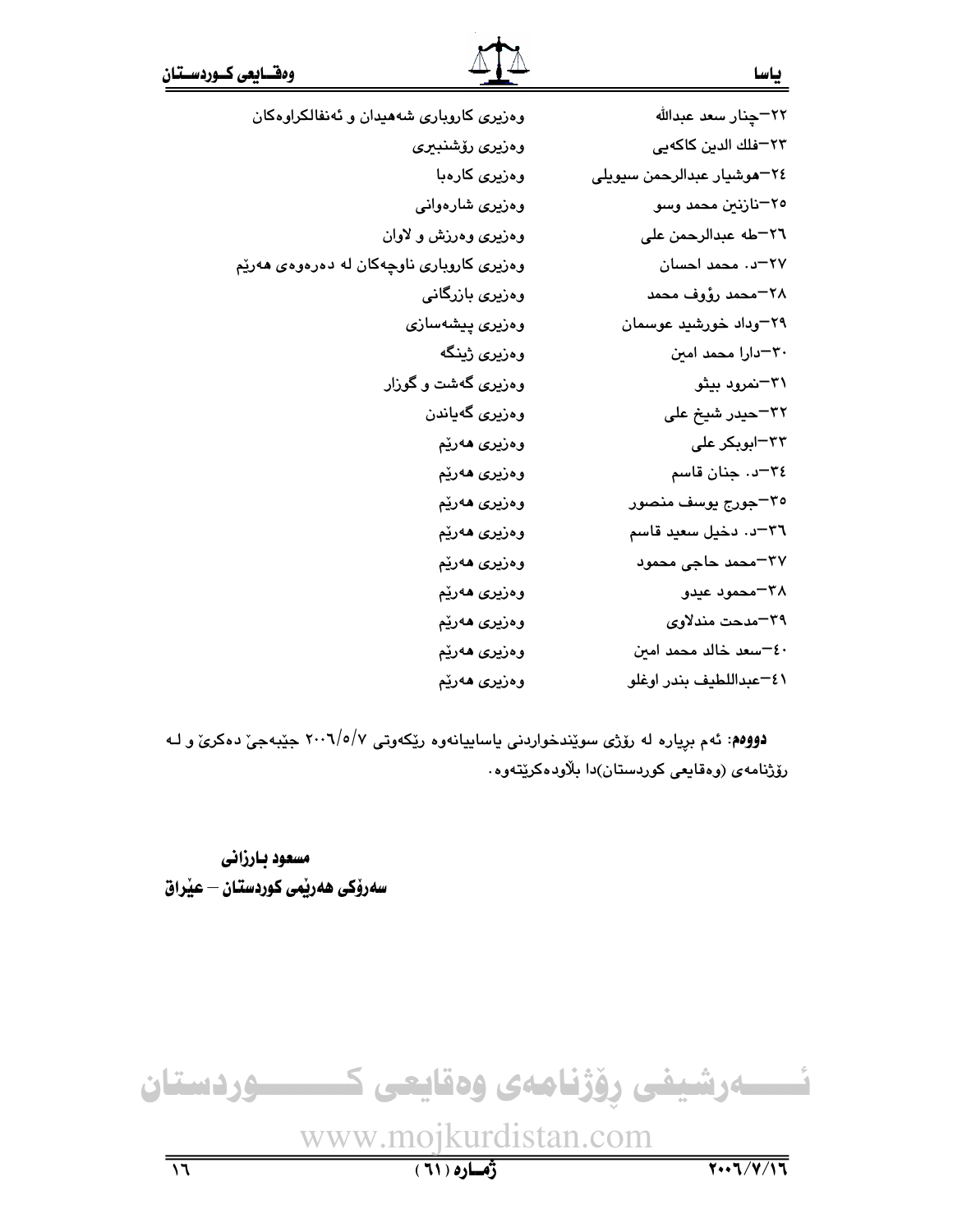| | |
|---|---|
| ٢٢–چنار سعد عبدالله | وەزیری كاروباری شەهیدان و ئەنفالكراوەكان |
| ٢٣–فلك الدين كاكەيى | وەزیری رۆشنبیری |
| ٢٤–هوشيار عبدالرحمن سيويلى | وەزیری كارەبا |
| ٢٥–نازنين محمد وسو | وەزیری شارەوانی |
| ٢٦–طه عبدالرحمن على | وەزیری وەرزش و لاوان |
| ٢٧–د. محمد احسان | وەزیری كاروباری ناوچەكان لە دەرەوەی هەرێم |
| ٢٨–محمد رؤوف محمد | وەزیری بازرگانی |
| ٢٩–وداد خورشيد عوسمان | وەزیری پیشەسازی |
| ٣٠–دارا محمد امين | وەزیری ژینگە |
| ٣١–نمرود بيثو | وەزیری گەشت و گوزار |
| ٣٢–حيدر شيخ على | وەزیری گەیاندن |
| ٣٣–ابوبكر على | وەزیری هەرێم |
| ٣٤–د. جنان قاسم | وەزیری هەرێم |
| ٣٥–جورج يوسف منصور | وەزیری هەرێم |
| ٣٦–د. دخيل سعيد قاسم | وەزیری هەرێم |
| ٣٧–محمد حاجى محمود | وەزیری هەرێم |
| ٣٨–محمود عيدو | وەزیری هەرێم |
| ٣٩–مدحت مندلاوى | وەزیری هەرێم |
| ٤٠–سعد خالد محمد امين | وەزیری هەرێم |
| ٤١–عبداللطيف بندر اوغلو | وەزیری هەرێم |

**دووەم**: ئەم بڕیارە لە رۆژی سوێندخواردنی یاساییانەوە رێکەوتی ٢٠٠٦/٥/٧ جێبەجێ دەكرێ و لە رۆژنامەی (وەقایعی كوردستان)دا بڵاودەكرێتەوە.

**مسعود بارزانی**
**سەرۆكی هەرێمی كوردستان – عێراق**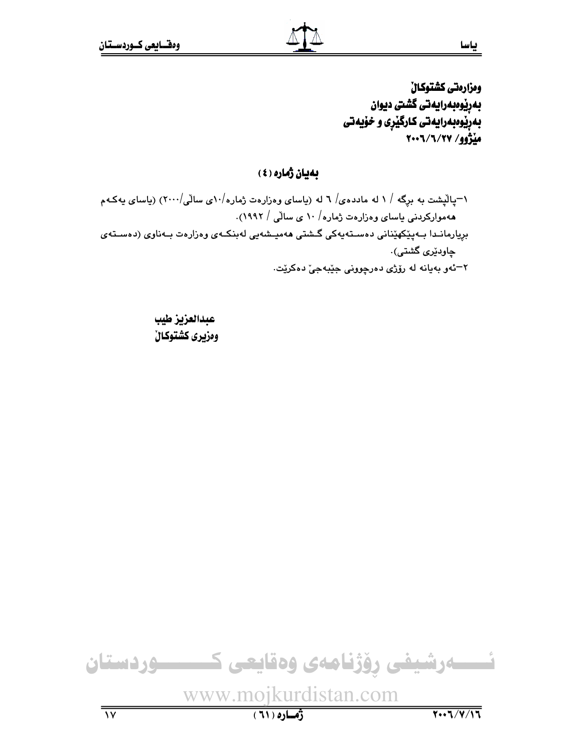**وەزارەتی کشتوکاڵ**
**بەڕێوەبەرایەتی گشتی دیوان**
**بەڕێوەبەرایەتی کارگێڕی و خۆیەتی**
**مێژوو/ ٢٠٠٦/٦/٢٧**

## بەیان ژمارە (٤)

١-پاڵپشت بە بڕگە / ١ لە ماددەی/ ٦ لە (یاسای وەزارەت ژمارە/١٠ی ساڵی/٢٠٠٠) (یاسای یەکەم هەموارکردنی یاسای وەزارەت ژمارە/ ١٠ ی ساڵی / ١٩٩٢).
بڕیارماندا بەپێکهێنانی دەستەیەکی گشتی هەمیشەیی لەبنکەی وەزارەت بەناوی (دەستەی چاودێری گشتی).
٢-ئەو بەیانە لە ڕۆژی دەرچوونی جێبەجێ دەکرێت.

**عبدالعزیز طیب**
**وەزیری کشتوکاڵ**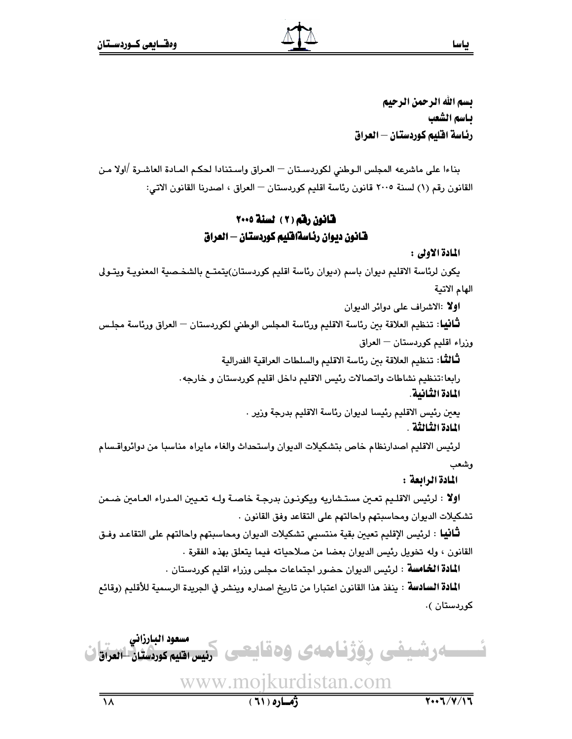بسم الله الرحمن الرحيم

باسم الشعب

رئاسة اقليم كوردستان – العراق

بناءا على ماشرعه المجلس الوطني لكوردستان – العراق واستنادا لحكم المادة العاشرة /اولا من القانون رقم (١) لسنة ٢٠٠٥ قانون رئاسة اقليم كوردستان – العراق ، اصدرنا القانون الاتي:

## قانون رقم (٢) لسنة ٢٠٠٥

## قانون ديوان رئاسةاقليم كوردستان – العراق

**المادة الاولى :**

يكون لرئاسة الاقليم ديوان باسم (ديوان رئاسة اقليم كوردستان)يتمتع بالشخصية المعنوية ويتولى الهام الاتية

**اولا** :الاشراف على دوائر الديوان

**ثانيا**: تنظيم العلاقة بين رئاسة الاقليم ورئاسة المجلس الوطني لكوردستان – العراق ورئاسة مجلس وزراء اقليم كوردستان – العراق

**ثالثا**: تنظيم العلاقة بين رئاسة الاقليم والسلطات العراقية الفدرالية

رابعا:تنظيم نشاطات واتصالات رئيس الاقليم داخل اقليم كوردستان و خارجه.

**المادة الثانية.**

يعين رئيس الاقليم رئيسا لديوان رئاسة الاقليم بدرجة وزير .

**المادة الثالثة .**

لرئيس الاقليم اصدارنظام خاص بتشكيلات الديوان واستحداث والغاء مايراه مناسبا من دوائرواقسام وشعب

**المادة الرابعة :**

**اولا** : لرئيس الاقليم تعين مستشاريه ويكونون بدرجة خاصة وله تعيين المدراء العامين ضمن تشكيلات الديوان ومحاسبتهم واحالتهم على التقاعد وفق القانون .

**ثانيا** : لرئيس الإقليم تعيين بقية منتسبي تشكيلات الديوان ومحاسبتهم واحالتهم على التقاعد وفق القانون ، وله تخويل رئيس الديوان بعضا من صلاحياته فيما يتعلق بهذه الفقرة .

**المادة الخامسة** : لرئيس الديوان حضور اجتماعات مجلس وزراء اقليم كوردستان .

**المادة السادسة** : ينفذ هذا القانون اعتبارا من تاريخ اصداره وينشر في الجريدة الرسمية للأقليم (وقائع كوردستان ).

**مسعود البارزاني**

**رئيس اقليم كوردستان –العراق**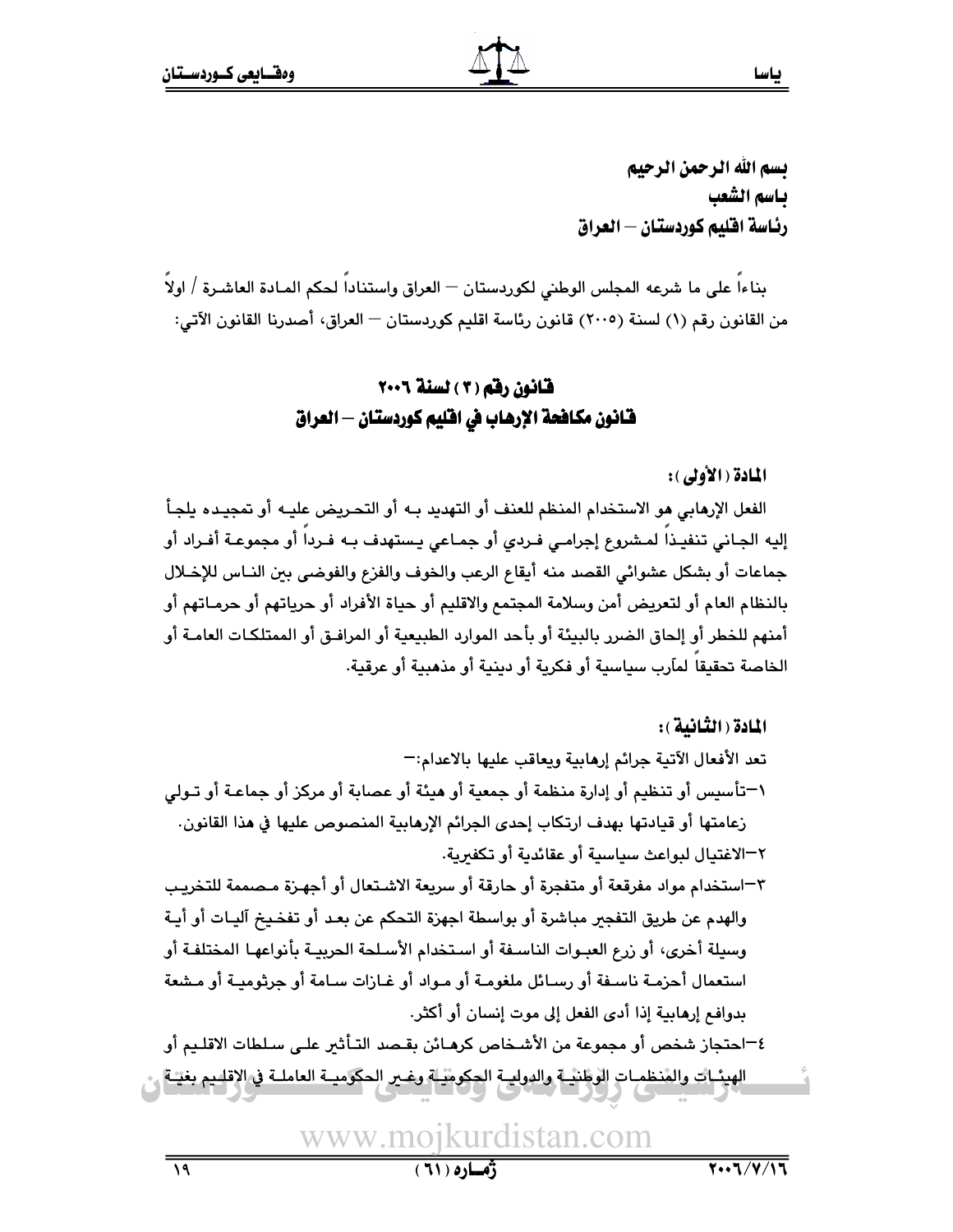بسم الله الرحمن الرحيم
باسم الشعب
رئاسة اقليم كوردستان – العراق

بناءاً على ما شرعه المجلس الوطني لكوردستان – العراق واستناداً لحكم المادة العاشرة / اولاً من القانون رقم (١) لسنة (٢٠٠٥) قانون رئاسة اقليم كوردستان – العراق، أصدرنا القانون الآتي:

## قانون رقم (٣) لسنة ٢٠٠٦
## قانون مكافحة الإرهاب في اقليم كوردستان – العراق

**المادة (الأولى):**

الفعل الإرهابي هو الاستخدام المنظم للعنف أو التهديد به أو التحريض عليه أو تمجيده يلجأ إليه الجاني تنفيذاً لمشروع إجرامي فردي أو جماعي يستهدف به فرداً أو مجموعة أفراد أو جماعات أو بشكل عشوائي القصد منه أيقاع الرعب والخوف والفزع والفوضى بين الناس للإخلال بالنظام العام أو لتعريض أمن وسلامة المجتمع والاقليم أو حياة الأفراد أو حرياتهم أو حرماتهم أو أمنهم للخطر أو إلحاق الضرر بالبيئة أو بأحد الموارد الطبيعية أو المرافق أو الممتلكات العامة أو الخاصة تحقيقاً لمآرب سياسية أو فكرية أو دينية أو مذهبية أو عرقية.

**المادة (الثانية):**

تعد الأفعال الآتية جرائم إرهابية ويعاقب عليها بالاعدام:-

١-تأسيس أو تنظيم أو إدارة منظمة أو جمعية أو هيئة أو عصابة أو مركز أو جماعة أو تولي زعامتها أو قيادتها بهدف ارتكاب إحدى الجرائم الإرهابية المنصوص عليها في هذا القانون.

٢-الاغتيال لبواعث سياسية أو عقائدية أو تكفيرية.

٣-استخدام مواد مفرقعة أو متفجرة أو حارقة أو سريعة الاشتعال أو أجهزة مصممة للتخريب والهدم عن طريق التفجير مباشرة أو بواسطة اجهزة التحكم عن بعد أو تفخيخ آليات أو أية وسيلة أخرى، أو زرع العبوات الناسفة أو استخدام الأسلحة الحربية بأنواعها المختلفة أو استعمال أحزمة ناسفة أو رسائل ملغومة أو مواد أو غازات سامة أو جرثومية أو مشعة بدوافع إرهابية إذا أدى الفعل إلى موت إنسان أو أكثر.

٤-احتجاز شخص أو مجموعة من الأشخاص كرهائن بقصد التأثير على سلطات الاقليم أو الهيئات والمنظمات الوطنية والدولية الحكومية وغير الحكومية العاملة في الاقليم بغية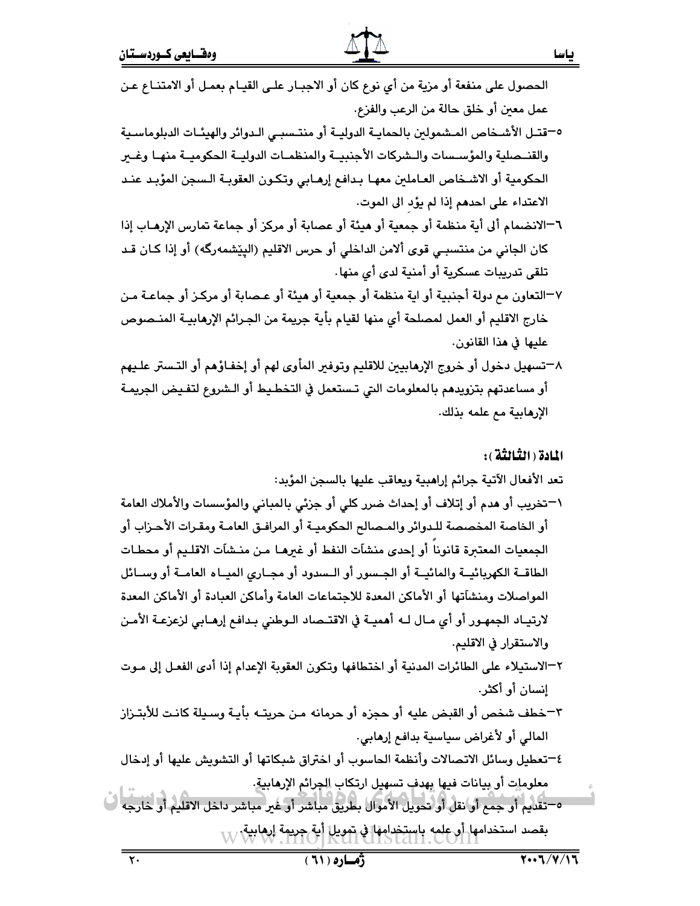الحصول على منفعة أو مزية من أي نوع كان أو الاجبار على القيام بعمل أو الامتناع عن عمل معين أو خلق حالة من الرعب والفزع.

٥–قتل الأشخاص المشمولين بالحماية الدولية أو منتسبي الدوائر والهيئات الدبلوماسية والقنصلية والمؤسسات والشركات الأجنبية والمنظمات الدولية الحكومية منها وغير الحكومية أو الاشخاص العاملين معها بدافع إرهابي وتكون العقوبة السجن المؤبد عند الاعتداء على احدهم إذا لم يؤدِ الى الموت.

٦–الانضمام ألى أية منظمة أو جمعية أو هيئة أو عصابة أو مركز أو جماعة تمارس الإرهاب إذا كان الجاني من منتسبي قوى ألامن الداخلي أو حرس الاقليم (البيّشمەرگە) أو إذا كان قد تلقى تدريبات عسكرية أو أمنية لدى أي منها.

٧–التعاون مع دولة أجنبية أو اية منظمة أو جمعية أو هيئة أو عصابة أو مركز أو جماعة من خارج الاقليم أو العمل لمصلحة أي منها لقيام بأية جريمة من الجرائم الإرهابية المنصوص عليها في هذا القانون.

٨–تسهيل دخول أو خروج الإرهابيين للاقليم وتوفير المأوى لهم أو إخفاؤهم أو التستر عليهم أو مساعدتهم بتزويدهم بالمعلومات التي تستعمل في التخطيط أو الشروع لتفيض الجريمة الإرهابية مع علمه بذلك.

## المادة (الثالثة):

تعد الأفعال الآتية جرائم إراهبية ويعاقب عليها بالسجن المؤبد:

١–تخريب أو هدم أو إتلاف أو إحداث ضرر كلي أو جزئي بالمباني والمؤسسات والأملاك العامة أو الخاصة المخصصة للدوائر والمصالح الحكومية أو المرافق العامة ومقرات الأحزاب أو الجمعيات المعتبرة قانوناً أو إحدى منشآت النفط أو غيرها من منشآت الاقليم أو محطات الطاقة الكهربائية والمائية أو الجسور أو السدود أو مجاري المياه العامة أو وسائل المواصلات ومنشآتها أو الأماكن المعدة للاجتماعات العامة وأماكن العبادة أو الأماكن المعدة لارتياد الجمهور أو أي مال له أهمية في الاقتصاد الوطني بدافع إرهابي لزعزعة الأمن والاستقرار في الاقليم.

٢–الاستيلاء على الطائرات المدنية أو اختطافها وتكون العقوبة الإعدام إذا أدى الفعل إلى موت إنسان أو أكثر.

٣–خطف شخص أو القبض عليه أو حجزه أو حرمانه من حريته بأية وسيلة كانت للأبتزاز المالي أو لأغراض سياسية بدافع إرهابي.

٤–تعطيل وسائل الاتصالات وأنظمة الحاسوب أو اختراق شبكاتها أو التشويش عليها أو إدخال معلومات أو بيانات فيها بهدف تسهيل ارتكاب الجرائم الإرهابية.

٥–تقديم أو جمع أو نقل أو تحويل الأموال بطريق مباشر أو غير مباشر داخل الاقليم أو خارجه بقصد استخدامها أو علمه باستخدامها في تمويل أية جريمة إرهابية.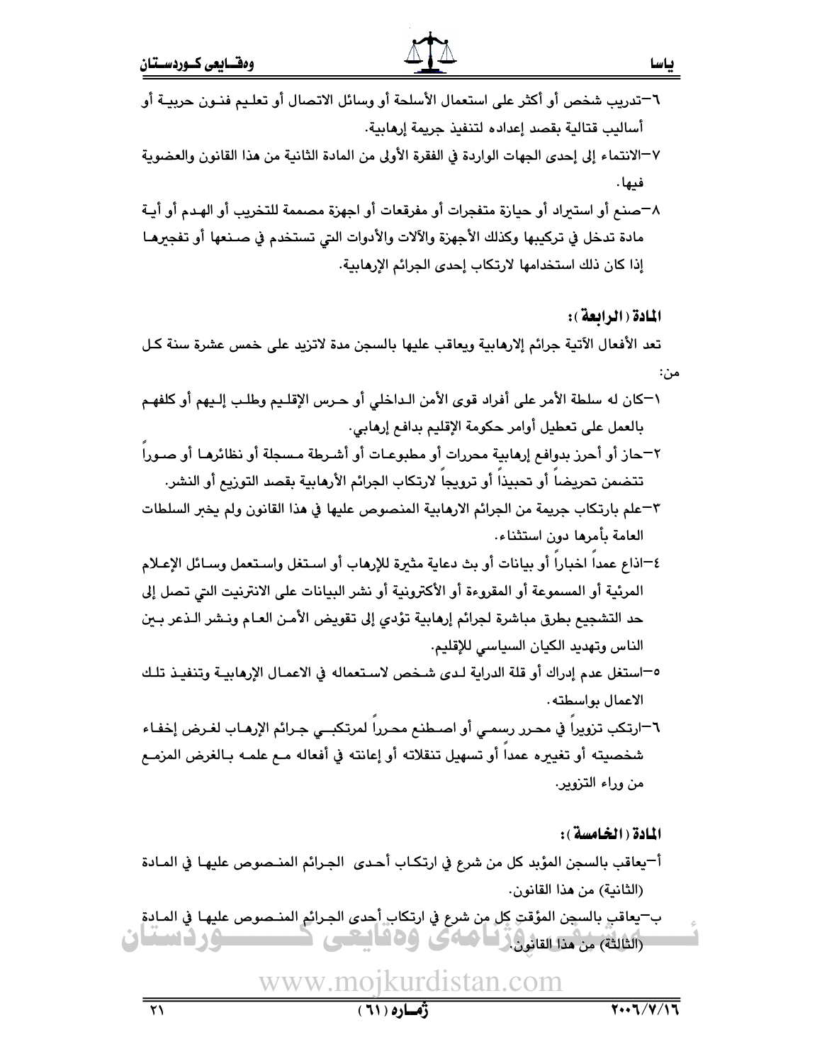٦–تدريب شخص أو أكثر على استعمال الأسلحة أو وسائل الاتصال أو تعليم فنون حربية أو أساليب قتالية بقصد إعداده لتنفيذ جريمة إرهابية.

٧–الانتماء إلى إحدى الجهات الواردة في الفقرة الأولى من المادة الثانية من هذا القانون والعضوية فيها.

٨–صنع أو استيراد أو حيازة متفجرات أو مفرقعات أو اجهزة مصممة للتخريب أو الهدم أو أية مادة تدخل في تركيبها وكذلك الأجهزة والآلات والأدوات التي تستخدم في صنعها أو تفجيرها إذا كان ذلك استخدامها لارتكاب إحدى الجرائم الإرهابية.

**المادة (الرابعة):**

تعد الأفعال الآتية جرائم إلارهابية ويعاقب عليها بالسجن مدة لاتزيد على خمس عشرة سنة كل من:

١–كان له سلطة الأمر على أفراد قوى الأمن الداخلي أو حرس الإقليم وطلب إليهم أو كلفهم بالعمل على تعطيل أوامر حكومة الإقليم بدافع إرهابي.

٢–حاز أو أحرز بدوافع إرهابية محررات أو مطبوعات أو أشرطة مسجلة أو نظائرها أو صوراً تتضمن تحريضاً أو تحبيذاً أو ترويجاً لارتكاب الجرائم الأرهابية بقصد التوزيع أو النشر.

٣–علم بارتكاب جريمة من الجرائم الارهابية المنصوص عليها في هذا القانون ولم يخبر السلطات العامة بأمرها دون استثناء.

٤–اذاع عمداً اخباراً أو بيانات أو بث دعاية مثيرة للإرهاب أو استغل واستعمل وسائل الإعلام المرئية أو المسموعة أو المقروءة أو الأكترونية أو نشر البيانات على الانترنيت التي تصل إلى حد التشجيع بطرق مباشرة لجرائم إرهابية تؤدي إلى تقويض الأمن العام ونشر الذعر بين الناس وتهديد الكيان السياسي للإقليم.

٥–استغل عدم إدراك أو قلة الدراية لدى شخص لاستعماله في الاعمال الإرهابية وتنفيذ تلك الاعمال بواسطته.

٦–ارتكب تزويراً في محرر رسمي أو اصطنع محرراً لمرتكبي جرائم الإرهاب لغرض إخفاء شخصيته أو تغييره عمداً أو تسهيل تنقلاته أو إعانته في أفعاله مع علمه بالغرض المزمع من وراء التزوير.

**المادة (الخامسة):**

أ–يعاقب بالسجن المؤبد كل من شرع في ارتكاب أحدى الجرائم المنصوص عليها في المادة (الثانية) من هذا القانون.

ب–يعاقب بالسجن المؤقت كل من شرع في ارتكاب أحدى الجرائم المنصوص عليها في المادة (الثالثة) من هذا القانون.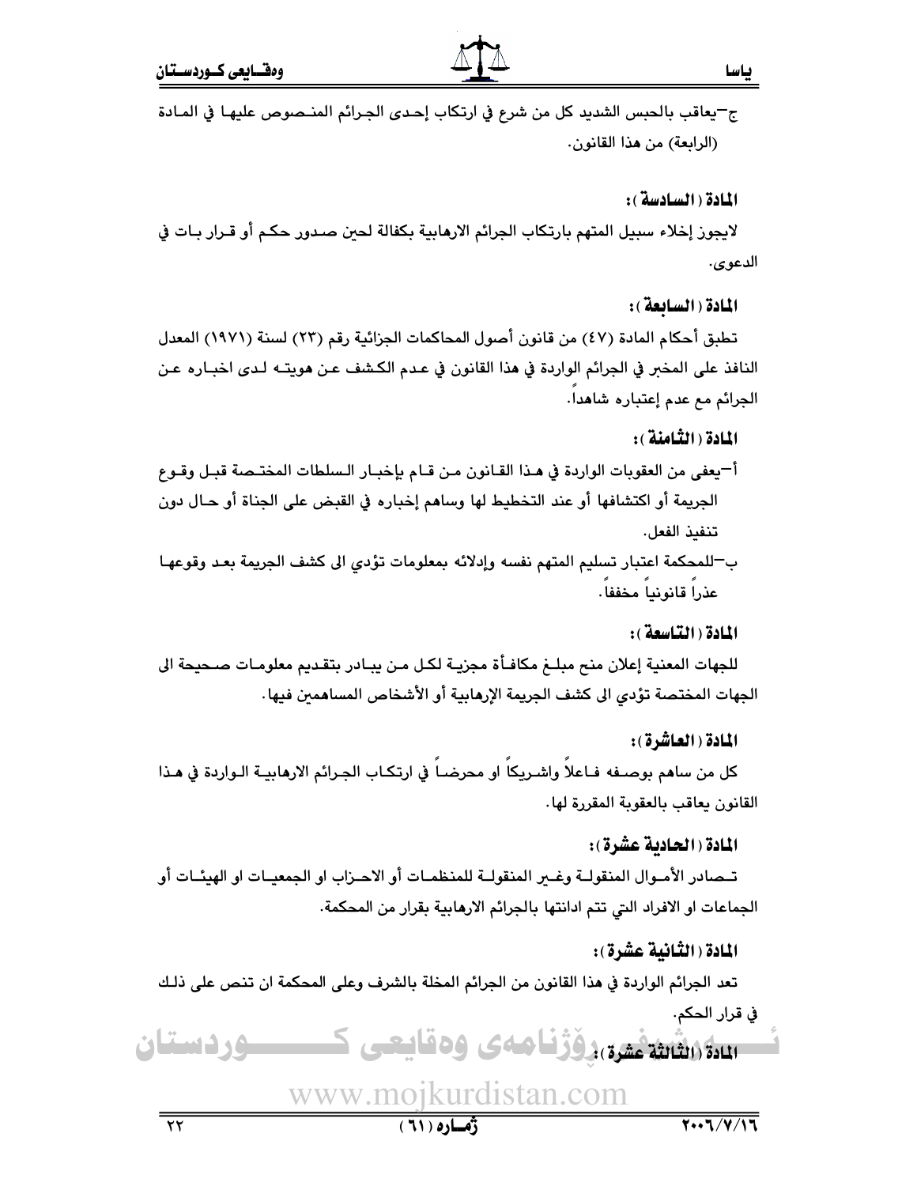ج–يعاقب بالحبس الشديد كل من شرع في ارتكاب إحدى الجرائم المنصوص عليها في المادة (الرابعة) من هذا القانون.

**المادة (السادسة):**

لايجوز إخلاء سبيل المتهم بارتكاب الجرائم الارهابية بكفالة لحين صدور حكم أو قرار بات في الدعوى.

**المادة (السابعة):**

تطبق أحكام المادة (٤٧) من قانون أصول المحاكمات الجزائية رقم (٢٣) لسنة (١٩٧١) المعدل النافذ على المخبر في الجرائم الواردة في هذا القانون في عدم الكشف عن هويته لدى اخباره عن الجرائم مع عدم إعتباره شاهداً.

**المادة (الثامنة):**

أ–يعفى من العقوبات الواردة في هذا القانون من قام بإخبار السلطات المختصة قبل وقوع الجريمة أو اكتشافها أو عند التخطيط لها وساهم إخباره في القبض على الجناة أو حال دون تنفيذ الفعل.

ب–للمحكمة اعتبار تسليم المتهم نفسه وإدلائه بمعلومات تؤدي الى كشف الجريمة بعد وقوعها عذراً قانونياً مخففاً.

**المادة (التاسعة):**

للجهات المعنية إعلان منح مبلغ مكافأة مجزية لكل من يبادر بتقديم معلومات صحيحة الى الجهات المختصة تؤدي الى كشف الجريمة الإرهابية أو الأشخاص المساهمين فيها.

**المادة (العاشرة):**

كل من ساهم بوصفه فاعلاً واشريكاً او محرضاً في ارتكاب الجرائم الارهابية الواردة في هذا القانون يعاقب بالعقوبة المقررة لها.

**المادة (الحادية عشرة):**

تصادر الأموال المنقولة وغير المنقولة للمنظمات أو الاحزاب او الجمعيات او الهيئات أو الجماعات او الافراد التي تتم ادانتها بالجرائم الارهابية بقرار من المحكمة.

**المادة (الثانية عشرة):**

تعد الجرائم الواردة في هذا القانون من الجرائم المخلة بالشرف وعلى المحكمة ان تنص على ذلك في قرار الحكم.

**المادة (الثالثة عشرة):**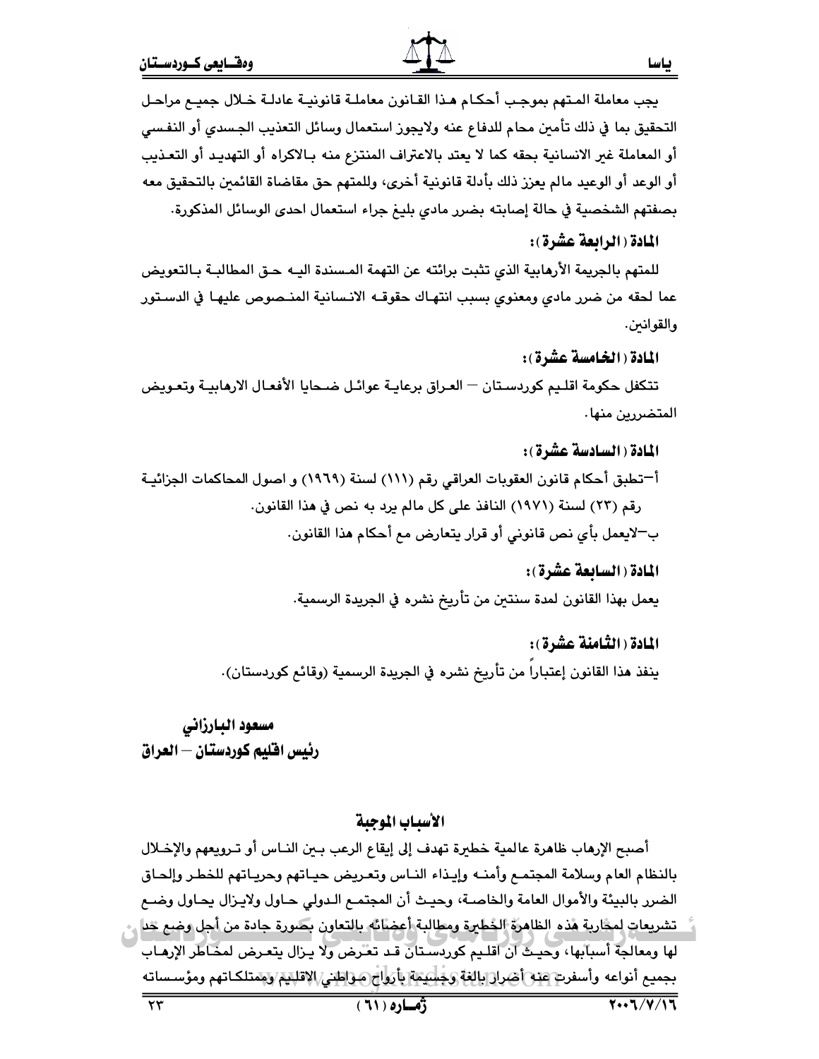يجب معاملة المتهم بموجب أحكام هذا القانون معاملة قانونية عادلة خلال جميع مراحل التحقيق بما في ذلك تأمين محام للدفاع عنه ولايجوز استعمال وسائل التعذيب الجسدي أو النفسي أو المعاملة غير الانسانية بحقه كما لا يعتد بالاعتراف المنتزع منه بالاكراه أو التهديد أو التعذيب أو الوعد أو الوعيد مالم يعزز ذلك بأدلة قانونية أخرى، وللمتهم حق مقاضاة القائمين بالتحقيق معه بصفتهم الشخصية في حالة إصابته بضرر مادي بليغ جراء استعمال احدى الوسائل المذكورة.

**المادة (الرابعة عشرة):**

للمتهم بالجريمة الأرهابية الذي تثبت برائته عن التهمة المسندة اليه حق المطالبة بالتعويض عما لحقه من ضرر مادي ومعنوي بسبب انتهاك حقوقه الانسانية المنصوص عليها في الدستور والقوانين.

**المادة (الخامسة عشرة):**

تتكفل حكومة اقليم كوردستان — العراق برعاية عوائل ضحايا الأفعال الارهابية وتعويض المتضررين منها.

**المادة (السادسة عشرة):**

أ–تطبق أحكام قانون العقوبات العراقي رقم (١١١) لسنة (١٩٦٩) و اصول المحاكمات الجزائية رقم (٢٣) لسنة (١٩٧١) النافذ على كل مالم يرد به نص في هذا القانون.

ب–لايعمل بأي نص قانوني أو قرار يتعارض مع أحكام هذا القانون.

**المادة (السابعة عشرة):**

يعمل بهذا القانون لمدة سنتين من تأريخ نشره في الجريدة الرسمية.

**المادة (الثامنة عشرة):**

ينفذ هذا القانون إعتباراً من تأريخ نشره في الجريدة الرسمية (وقائع كوردستان).

**مسعود البارزاني**
**رئيس اقليم كوردستان — العراق**

**الأسباب الموجبة**

أصبح الإرهاب ظاهرة عالمية خطيرة تهدف إلى إيقاع الرعب بين الناس أو ترويعهم والإخلال بالنظام العام وسلامة المجتمع وأمنه وإيذاء الناس وتعريض حياتهم وحرياتهم للخطر وإلحاق الضرر بالبيئة والأموال العامة والخاصة، وحيث أن المجتمع الدولي حاول ولايزال يحاول وضع تشريعات لمحاربة هذه الظاهرة الخطيرة ومطالبة أعضائه بالتعاون بصورة جادة من أجل وضع حد لها ومعالجة أسبابها، وحيث أن اقليم كوردستان قد تعرض ولا يزال يتعرض لمخاطر الإرهاب بجميع أنواعه وأسفرت عنه أضرار بالغة وجسيمة بأرواح مواطني الاقليم وممتلكاتهم ومؤسساته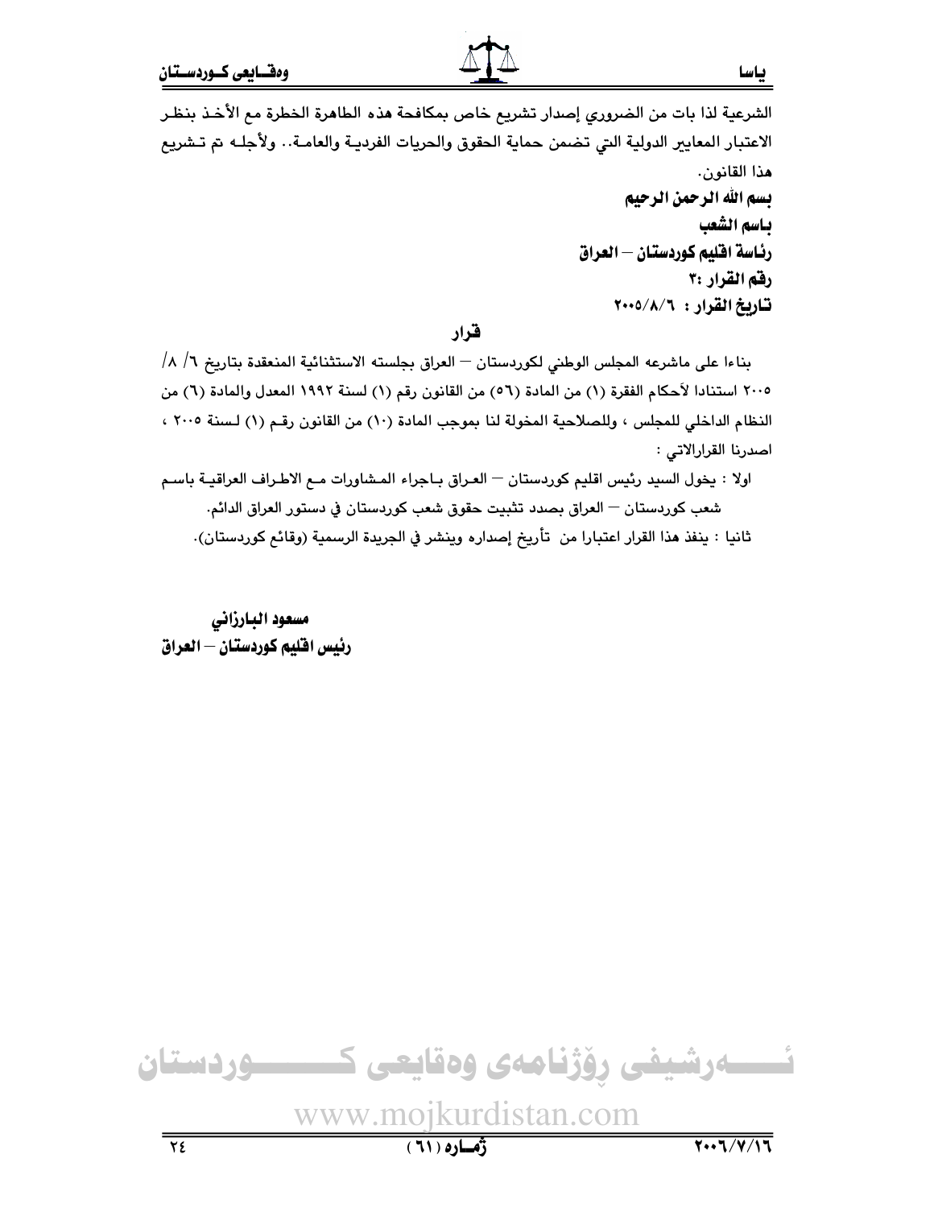الشرعية لذا بات من الضروري إصدار تشريع خاص بمكافحة هذه الظاهرة الخطرة مع الأخذ بنظر الاعتبار المعايير الدولية التي تضمن حماية الحقوق والحريات الفردية والعامة.. ولأجله تم تشريع هذا القانون.

**بسم الله الرحمن الرحيم**

**باسم الشعب**

**رئاسة اقليم كوردستان – العراق**

**رقم القرار :٣**

**تاريخ القرار : ٢٠٠٥/٨/٦**

## قرار

بناءا على ماشرعه المجلس الوطني لكوردستان – العراق بجلسته الاستثنائية المنعقدة بتاريخ ٦/ ٨/ ٢٠٠٥ استنادا لأحكام الفقرة (١) من المادة (٥٦) من القانون رقم (١) لسنة ١٩٩٢ المعدل والمادة (٦) من النظام الداخلي للمجلس ، وللصلاحية المخولة لنا بموجب المادة (١٠) من القانون رقم (١) لسنة ٢٠٠٥ ، اصدرنا القرارالاتي :

اولا : يخول السيد رئيس اقليم كوردستان – العراق باجراء المشاورات مع الاطراف العراقية باسم شعب كوردستان – العراق بصدد تثبيت حقوق شعب كوردستان في دستور العراق الدائم.

ثانيا : ينفذ هذا القرار اعتبارا من تأريخ إصداره وينشر في الجريدة الرسمية (وقائع كوردستان).

**مسعود البارزاني**

**رئيس اقليم كوردستان – العراق**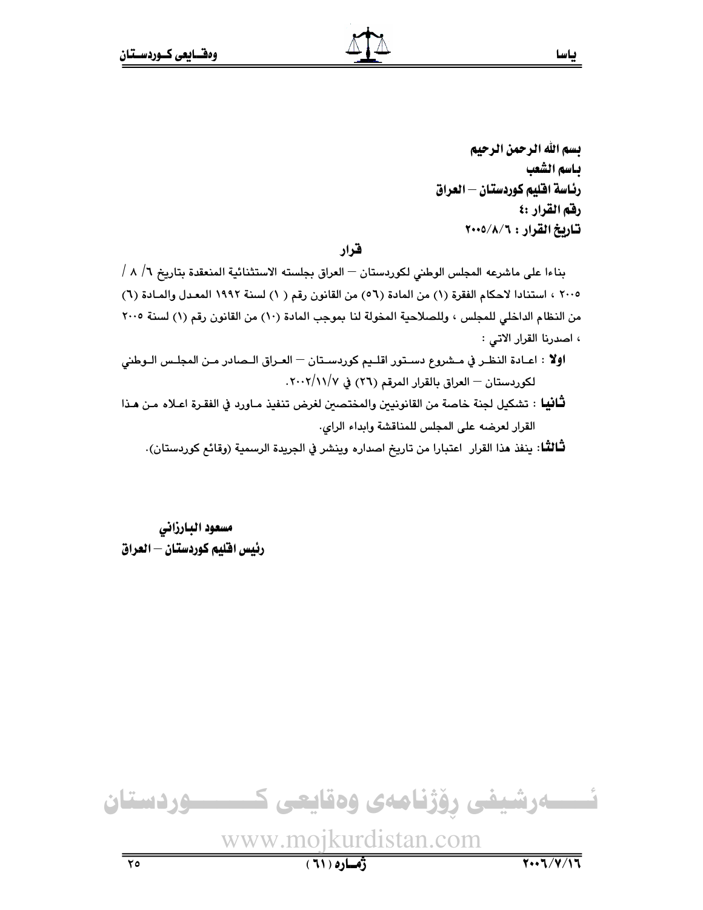**بسم الله الرحمن الرحيم**
**باسم الشعب**
**رئاسة اقليم كوردستان – العراق**
**رقم القرار :٤**
**تاريخ القرار : ٢٠٠٥/٨/٦**

## قرار

بناءا على ماشرعه المجلس الوطني لكوردستان – العراق بجلسته الاستثنائية المنعقدة بتاريخ ٦/ ٨ / ٢٠٠٥ ، استنادا لاحكام الفقرة (١) من المادة (٥٦) من القانون رقم ( ١) لسنة ١٩٩٢ المعدل والمادة (٦) من النظام الداخلي للمجلس ، وللصلاحية المخولة لنا بموجب المادة (١٠) من القانون رقم (١) لسنة ٢٠٠٥ ، اصدرنا القرار الاتي :

**اولا** : اعادة النظر في مشروع دستور اقليم كوردستان – العراق الصادر من المجلس الوطني لكوردستان – العراق بالقرار المرقم (٢٦) في ٢٠٠٢/١١/٧.

**ثانيا** : تشكيل لجنة خاصة من القانونيين والمختصين لغرض تنفيذ ماورد في الفقرة اعلاه من هذا القرار لعرضه على المجلس للمناقشة وابداء الراي.

**ثالثا**: ينفذ هذا القرار اعتبارا من تاريخ اصداره وينشر في الجريدة الرسمية (وقائع كوردستان).

**مسعود البارزاني**
**رئيس اقليم كوردستان – العراق**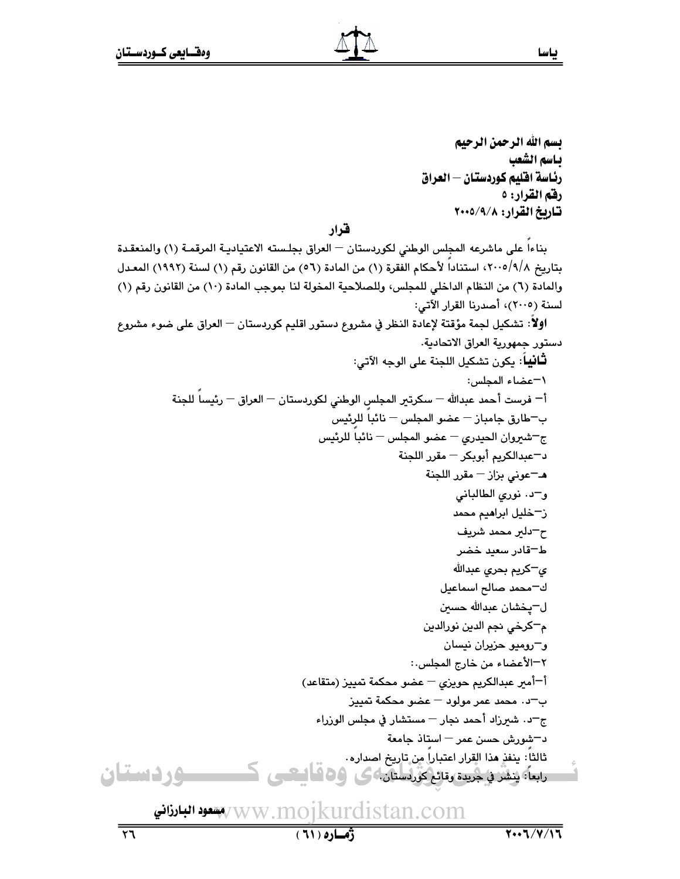**بسم الله الرحمن الرحيم**
**باسم الشعب**
**رئاسة اقليم كوردستان – العراق**
**رقم القرار: ٥**
**تاريخ القرار: ٢٠٠٥/٩/٨**

## قرار

بناءاً على ماشرعه المجلس الوطني لكوردستان – العراق بجلسته الاعتيادية المرقمة (١) والمنعقدة بتاريخ ٢٠٠٥/٩/٨، استناداً لأحكام الفقرة (١) من المادة (٥٦) من القانون رقم (١) لسنة (١٩٩٢) المعدل والمادة (٦) من النظام الداخلي للمجلس، وللصلاحية المخولة لنا بموجب المادة (١٠) من القانون رقم (١) لسنة (٢٠٠٥)، أصدرنا القرار الآتي:

**اولاً**: تشكيل لجنة مؤقتة لإعادة النظر في مشروع دستور اقليم كوردستان – العراق على ضوء مشروع دستور جمهورية العراق الاتحادية.

**ثانياً**: يكون تشكيل اللجنة على الوجه الآتي:

١–عضاء المجلس:

أ– فرست أحمد عبدالله – سكرتير المجلس الوطني لكوردستان – العراق – رئيساً للجنة
ب–طارق جامباز – عضو المجلس – نائباً للرئيس
ج–شيروان الحيدري – عضو المجلس – نائباً للرئيس
د–عبدالكريم أبوبكر – مقرر اللجنة
هـ–عوني بزاز – مقرر اللجنة
و–د. نوري الطالباني
ز–خليل ابراهيم محمد
ح–دلير محمد شريف
ط–قادر سعيد خضر
ي–كريم بحري عبدالله
ك–محمد صالح اسماعيل
ل–پخشان عبدالله حسين
م–كرخي نجم الدين نورالدين
و–روميو حزيران نيسان

٢–الأعضاء من خارج المجلس.:

أ–أمير عبدالكريم حويزي – عضو محكمة تمييز (متقاعد)
ب–د. محمد عمر مولود – عضو محكمة تمييز
ج–د. شيرزاد أحمد نجار – مستشار في مجلس الوزراء
د–شورش حسن عمر – استاذ جامعة

ثالثاً: ينفذ هذا القرار اعتباراً من تاريخ اصداره.

رابعاً: ينشر في جريدة وقائع كوردستان.

**مسعود البارزاني**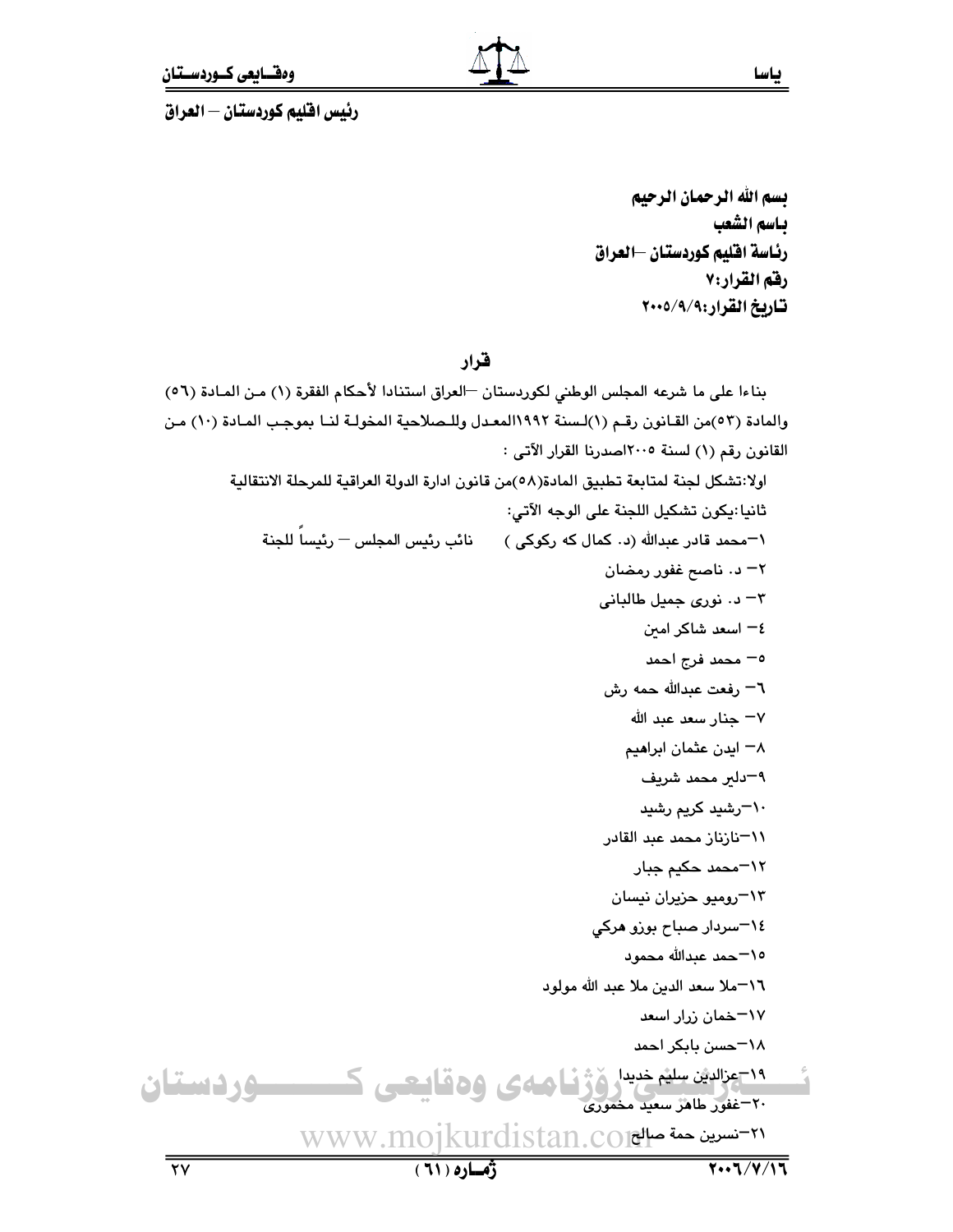رئيس اقليم كوردستان – العراق

**بسم الله الرحمان الرحيم**
**باسم الشعب**
**رئاسة اقليم كوردستان –العراق**
**رقم القرار:٧**
**تاريخ القرار:٢٠٠٥/٩/٩**

## قرار

بناءا على ما شرعه المجلس الوطني لكوردستان –العراق استنادا لأحكام الفقرة (١) من المادة (٥٦) والمادة (٥٣)من القانون رقم (١)لسنة ١٩٩٢المعدل وللصلاحية المخولة لنا بموجب المادة (١٠) من القانون رقم (١) لسنة ٢٠٠٥اصدرنا القرار الآتى :

اولا:تشكل لجنة لمتابعة تطبيق المادة(٥٨)من قانون ادارة الدولة العراقية للمرحلة الانتقالية

ثانيا:يكون تشكيل اللجنة على الوجه الآتي:

١–محمد قادر عبدالله (د. كمال كه ركوكى ) نائب رئيس المجلس – رئيساً للجنة
٢– د. ناصح غفور رمضان
٣– د. نورى جميل طالبانى
٤– اسعد شاكر امين
٥– محمد فرج احمد
٦– رفعت عبدالله حمه رش
٧– جنار سعد عبد الله
٨– ايدن عثمان ابراهيم
٩–دلير محمد شريف
١٠–رشيد كريم رشيد
١١–نازناز محمد عبد القادر
١٢–محمد حكيم جبار
١٣–روميو حزيران نيسان
١٤–سردار صباح بوزو هركي
١٥–حمد عبدالله محمود
١٦–ملا سعد الدين ملا عبد الله مولود
١٧–خمان زرار اسعد
١٨–حسن بابكر احمد
١٩–عزالدين سليم خديدا
٢٠–غفور طاهر سعيد مخمورى
٢١–نسرين حمة صالح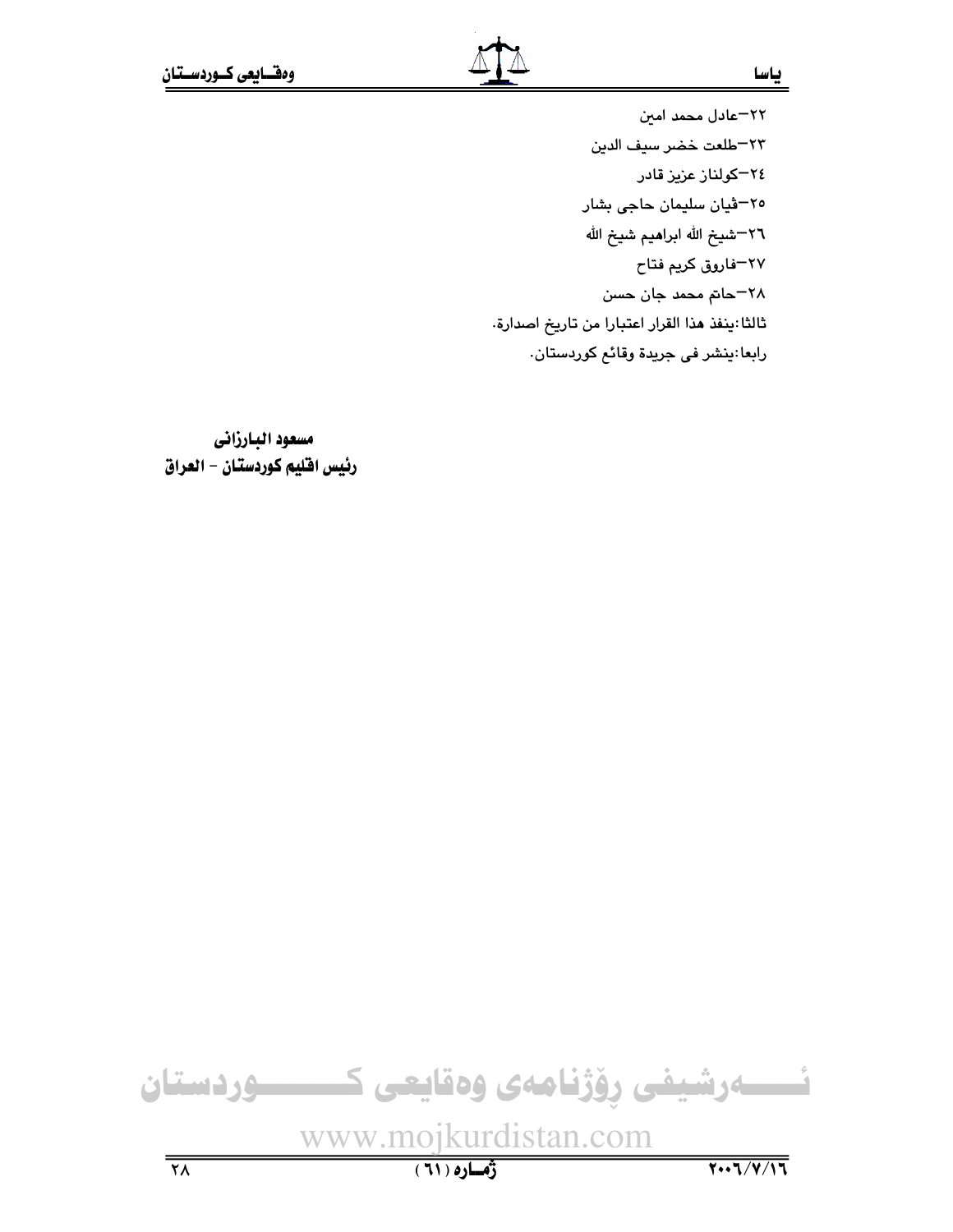٢٢–عادل محمد امين

٢٣–طلعت خضر سيف الدين

٢٤–كولناز عزيز قادر

٢٥–ڤيان سليمان حاجى بشار

٢٦–شيخ الله ابراهيم شيخ الله

٢٧–فاروق كريم فتاح

٢٨–حاتم محمد جان حسن

ثالثا:ينفذ هذا القرار اعتبارا من تاريخ اصدارة.

رابعا:ينشر فى جريدة وقائع كوردستان.

**مسعود البارزانى**
**رئيس اقليم كوردستان – العراق**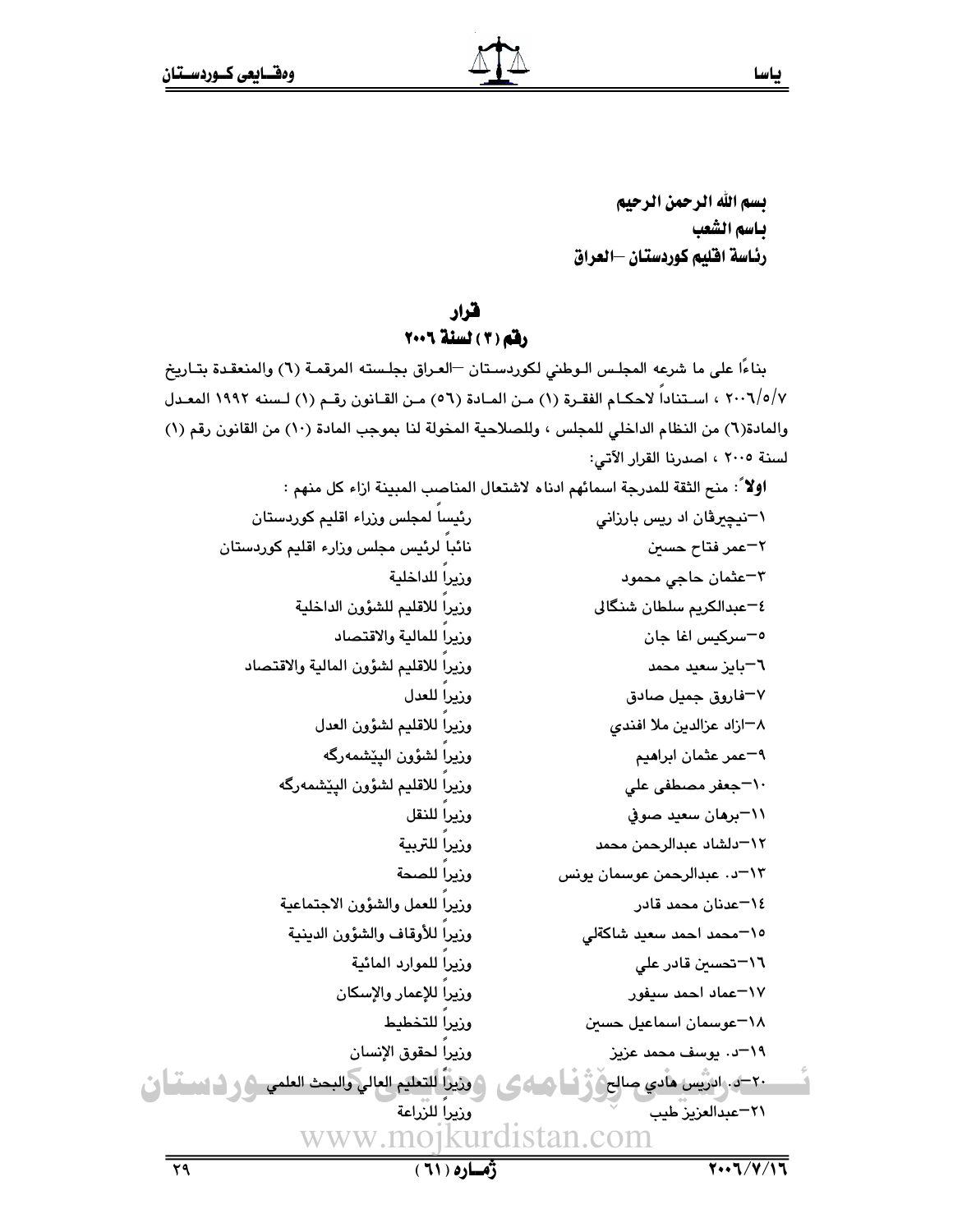بسم الله الرحمن الرحيم

باسم الشعب

رئاسة اقليم كوردستان –العراق

## قرار

## رقم (٣) لسنة ٢٠٠٦

بناءًا على ما شرعه المجلس الوطني لكوردستان –العراق بجلسته المرقمة (٦) والمنعقدة بتاريخ ٢٠٠٦/٥/٧ ، استناداً لاحكام الفقرة (١) من المادة (٥٦) من القانون رقم (١) لسنه ١٩٩٢ المعدل والمادة(٦) من النظام الداخلي للمجلس ، وللصلاحية المخولة لنا بموجب المادة (١٠) من القانون رقم (١) لسنة ٢٠٠٥ ، اصدرنا القرار الآتي:

**اولاً**: منح الثقة للمدرجة اسمائهم ادناه لاشتعال المناصب المبينة ازاء كل منهم :

| | |
|---|---|
| ١–نيچيرڤان اد ريس بارزاني | رئيساً لمجلس وزراء اقليم كوردستان |
| ٢–عمر فتاح حسين | نائباً لرئيس مجلس وزراء اقليم كوردستان |
| ٣–عثمان حاجي محمود | وزيراً للداخلية |
| ٤–عبدالكريم سلطان شنگالى | وزيراً للاقليم للشؤون الداخلية |
| ٥–سركيس اغا جان | وزيراً للمالية والاقتصاد |
| ٦–بايز سعيد محمد | وزيراً للاقليم لشؤون المالية والاقتصاد |
| ٧–فاروق جميل صادق | وزيراً للعدل |
| ٨–ازاد عزالدين ملا افندي | وزيراً للاقليم لشؤون العدل |
| ٩–عمر عثمان ابراهيم | وزيراً لشؤون البيشمەرگە |
| ١٠–جعفر مصطفى علي | وزيراً للاقليم لشؤون البيشمەرگە |
| ١١–برهان سعيد صوفي | وزيراً للنقل |
| ١٢–دلشاد عبدالرحمن محمد | وزيراً للتربية |
| ١٣–د. عبدالرحمن عوسمان يونس | وزيراً للصحة |
| ١٤–عدنان محمد قادر | وزيراً للعمل والشؤون الاجتماعية |
| ١٥–محمد احمد سعيد شاكةلي | وزيراً للأوقاف والشؤون الدينية |
| ١٦–تحسين قادر علي | وزيراً للموارد المائية |
| ١٧–عماد احمد سيفور | وزيراً للإعمار والإسكان |
| ١٨–عوسمان اسماعيل حسين | وزيراً للتخطيط |
| ١٩–د. يوسف محمد عزيز | وزيراً لحقوق الإنسان |
| ٢٠–د. ادريس هادي صالح | وزيراً للتعليم العالي والبحث العلمي |
| ٢١–عبدالعزيز طيب | وزيراً للزراعة |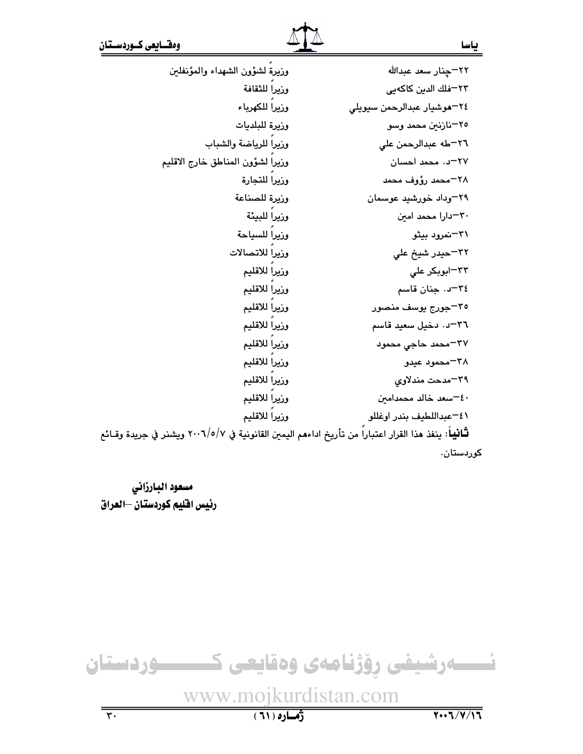| | |
|---|---|
| ٢٢–چنار سعد عبدالله | وزيرةً لشؤون الشهداء والمؤنفلين |
| ٢٣–فلك الدين كاكەيى | وزيراً للثقافة |
| ٢٤–هوشيار عبدالرحمن سيويلي | وزيراً للكهرباء |
| ٢٥–نازنين محمد وسو | وزيرة للبلديات |
| ٢٦–طه عبدالرحمن علي | وزيراً للرياضة والشباب |
| ٢٧–د. محمد احسان | وزيراً لشؤون المناطق خارج الاقليم |
| ٢٨–محمد رؤوف محمد | وزيراً للتجارة |
| ٢٩–وداد خورشيد عوسمان | وزيرة للصناعة |
| ٣٠–دارا محمد امين | وزيراً للبيئة |
| ٣١–نمرود بيثو | وزيراً للسياحة |
| ٣٢–حيدر شيخ علي | وزيراً للاتصالات |
| ٣٣–ابوبكر علي | وزيراً للاقليم |
| ٣٤–د. جنان قاسم | وزيراً للاقليم |
| ٣٥–جورج يوسف منصور | وزيراً للاقليم |
| ٣٦–د. دخيل سعيد قاسم | وزيراً للاقليم |
| ٣٧–محمد حاجي محمود | وزيراً للاقليم |
| ٣٨–محمود عيدو | وزيراً للاقليم |
| ٣٩–مدحت مندلاوي | وزيراً للاقليم |
| ٤٠–سعد خالد محمدامين | وزيراً للاقليم |
| ٤١–عبداللطيف بندر اوغللو | وزيراً للاقليم |

**ثانياً**: ينفذ هذا القرار اعتباراً من تأريخ اداءهم اليمين القانونية في ٢٠٠٦/٥/٧ وينشر في جريدة وقائع كوردستان.

**مسعود البارزاني**
**رئيس اقليم كوردستان –العراق**